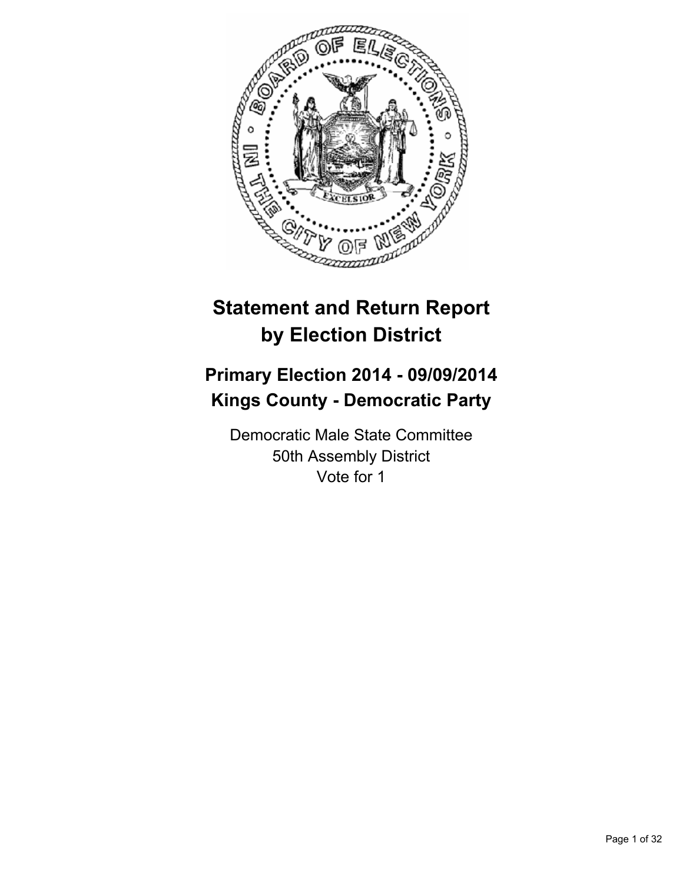# Statement and Return Report by Election District

## Primary Election 2014 - 09/09/2014
## Kings County - Democratic Party

Democratic Male State Committee
50th Assembly District
Vote for 1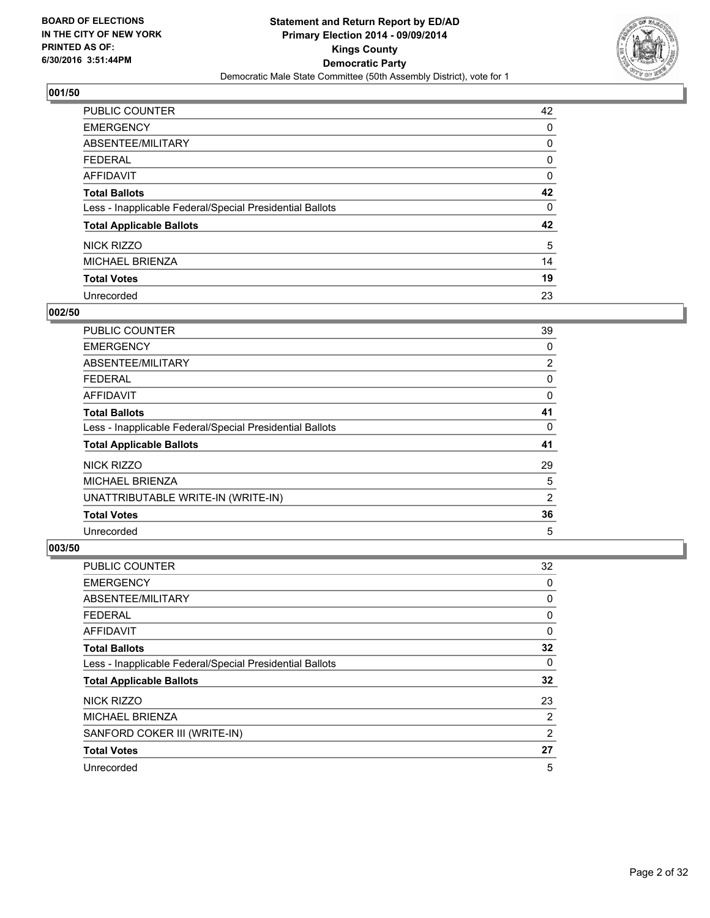**BOARD OF ELECTIONS IN THE CITY OF NEW YORK PRINTED AS OF: 6/30/2016 3:51:44PM**

**Statement and Return Report by ED/AD Primary Election 2014 - 09/09/2014 Kings County Democratic Party**
Democratic Male State Committee (50th Assembly District), vote for 1

### 001/50

| | |
|---|---|
| PUBLIC COUNTER | 42 |
| EMERGENCY | 0 |
| ABSENTEE/MILITARY | 0 |
| FEDERAL | 0 |
| AFFIDAVIT | 0 |
| **Total Ballots** | **42** |
| Less - Inapplicable Federal/Special Presidential Ballots | 0 |
| **Total Applicable Ballots** | **42** |
| NICK RIZZO | 5 |
| MICHAEL BRIENZA | 14 |
| **Total Votes** | **19** |
| Unrecorded | 23 |

### 002/50

| | |
|---|---|
| PUBLIC COUNTER | 39 |
| EMERGENCY | 0 |
| ABSENTEE/MILITARY | 2 |
| FEDERAL | 0 |
| AFFIDAVIT | 0 |
| **Total Ballots** | **41** |
| Less - Inapplicable Federal/Special Presidential Ballots | 0 |
| **Total Applicable Ballots** | **41** |
| NICK RIZZO | 29 |
| MICHAEL BRIENZA | 5 |
| UNATTRIBUTABLE WRITE-IN (WRITE-IN) | 2 |
| **Total Votes** | **36** |
| Unrecorded | 5 |

### 003/50

| | |
|---|---|
| PUBLIC COUNTER | 32 |
| EMERGENCY | 0 |
| ABSENTEE/MILITARY | 0 |
| FEDERAL | 0 |
| AFFIDAVIT | 0 |
| **Total Ballots** | **32** |
| Less - Inapplicable Federal/Special Presidential Ballots | 0 |
| **Total Applicable Ballots** | **32** |
| NICK RIZZO | 23 |
| MICHAEL BRIENZA | 2 |
| SANFORD COKER III (WRITE-IN) | 2 |
| **Total Votes** | **27** |
| Unrecorded | 5 |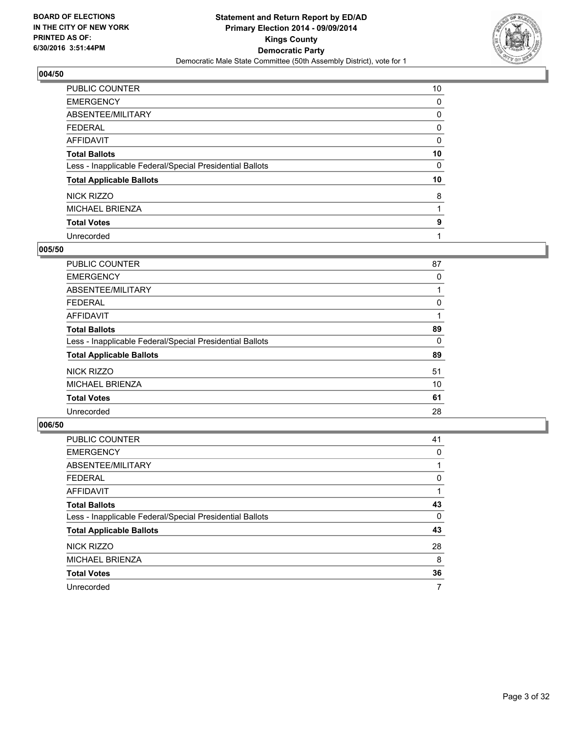## 004/50

| | |
|---|---|
| PUBLIC COUNTER | 10 |
| EMERGENCY | 0 |
| ABSENTEE/MILITARY | 0 |
| FEDERAL | 0 |
| AFFIDAVIT | 0 |
| **Total Ballots** | **10** |
| Less - Inapplicable Federal/Special Presidential Ballots | 0 |
| **Total Applicable Ballots** | **10** |
| NICK RIZZO | 8 |
| MICHAEL BRIENZA | 1 |
| **Total Votes** | **9** |
| Unrecorded | 1 |

## 005/50

| | |
|---|---|
| PUBLIC COUNTER | 87 |
| EMERGENCY | 0 |
| ABSENTEE/MILITARY | 1 |
| FEDERAL | 0 |
| AFFIDAVIT | 1 |
| **Total Ballots** | **89** |
| Less - Inapplicable Federal/Special Presidential Ballots | 0 |
| **Total Applicable Ballots** | **89** |
| NICK RIZZO | 51 |
| MICHAEL BRIENZA | 10 |
| **Total Votes** | **61** |
| Unrecorded | 28 |

## 006/50

| | |
|---|---|
| PUBLIC COUNTER | 41 |
| EMERGENCY | 0 |
| ABSENTEE/MILITARY | 1 |
| FEDERAL | 0 |
| AFFIDAVIT | 1 |
| **Total Ballots** | **43** |
| Less - Inapplicable Federal/Special Presidential Ballots | 0 |
| **Total Applicable Ballots** | **43** |
| NICK RIZZO | 28 |
| MICHAEL BRIENZA | 8 |
| **Total Votes** | **36** |
| Unrecorded | 7 |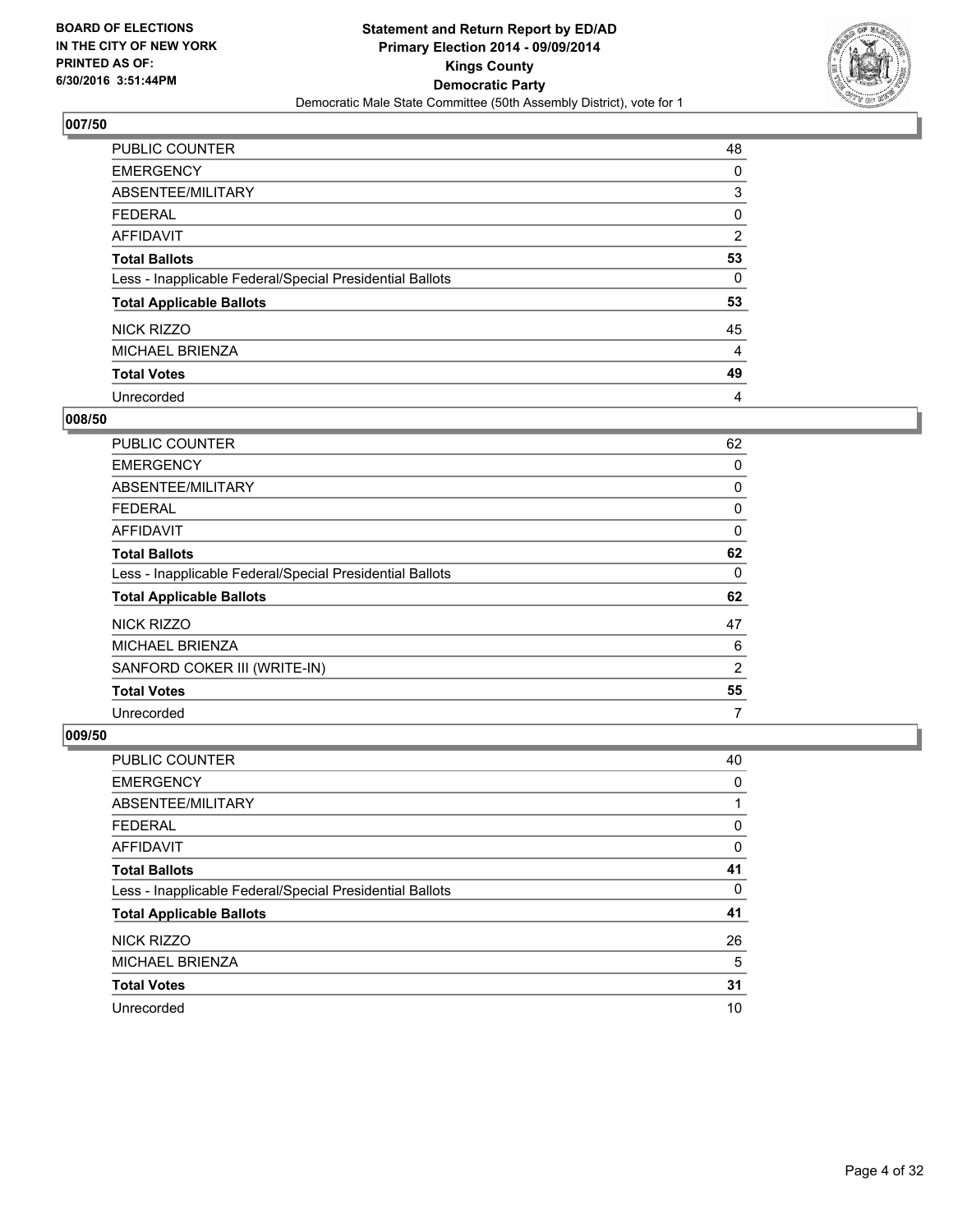## 007/50

| | |
|---|---|
| PUBLIC COUNTER | 48 |
| EMERGENCY | 0 |
| ABSENTEE/MILITARY | 3 |
| FEDERAL | 0 |
| AFFIDAVIT | 2 |
| **Total Ballots** | **53** |
| Less - Inapplicable Federal/Special Presidential Ballots | 0 |
| **Total Applicable Ballots** | **53** |
| NICK RIZZO | 45 |
| MICHAEL BRIENZA | 4 |
| **Total Votes** | **49** |
| Unrecorded | 4 |

## 008/50

| | |
|---|---|
| PUBLIC COUNTER | 62 |
| EMERGENCY | 0 |
| ABSENTEE/MILITARY | 0 |
| FEDERAL | 0 |
| AFFIDAVIT | 0 |
| **Total Ballots** | **62** |
| Less - Inapplicable Federal/Special Presidential Ballots | 0 |
| **Total Applicable Ballots** | **62** |
| NICK RIZZO | 47 |
| MICHAEL BRIENZA | 6 |
| SANFORD COKER III (WRITE-IN) | 2 |
| **Total Votes** | **55** |
| Unrecorded | 7 |

## 009/50

| | |
|---|---|
| PUBLIC COUNTER | 40 |
| EMERGENCY | 0 |
| ABSENTEE/MILITARY | 1 |
| FEDERAL | 0 |
| AFFIDAVIT | 0 |
| **Total Ballots** | **41** |
| Less - Inapplicable Federal/Special Presidential Ballots | 0 |
| **Total Applicable Ballots** | **41** |
| NICK RIZZO | 26 |
| MICHAEL BRIENZA | 5 |
| **Total Votes** | **31** |
| Unrecorded | 10 |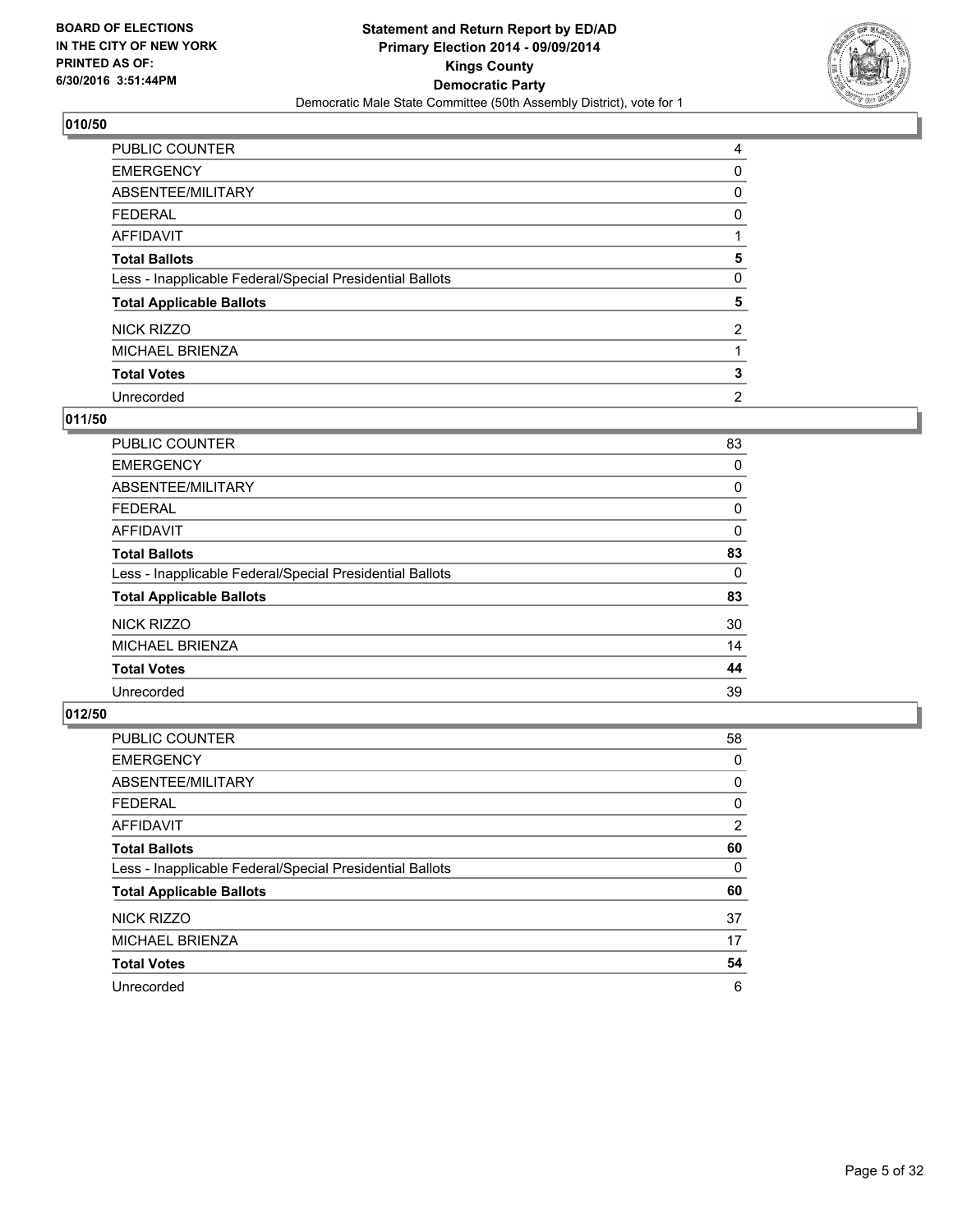**BOARD OF ELECTIONS IN THE CITY OF NEW YORK PRINTED AS OF: 6/30/2016 3:51:44PM**

**Statement and Return Report by ED/AD Primary Election 2014 - 09/09/2014 Kings County Democratic Party**
Democratic Male State Committee (50th Assembly District), vote for 1

## 010/50

| | |
|---|---|
| PUBLIC COUNTER | 4 |
| EMERGENCY | 0 |
| ABSENTEE/MILITARY | 0 |
| FEDERAL | 0 |
| AFFIDAVIT | 1 |
| **Total Ballots** | **5** |
| Less - Inapplicable Federal/Special Presidential Ballots | 0 |
| **Total Applicable Ballots** | **5** |
| NICK RIZZO | 2 |
| MICHAEL BRIENZA | 1 |
| **Total Votes** | **3** |
| Unrecorded | 2 |

## 011/50

| | |
|---|---|
| PUBLIC COUNTER | 83 |
| EMERGENCY | 0 |
| ABSENTEE/MILITARY | 0 |
| FEDERAL | 0 |
| AFFIDAVIT | 0 |
| **Total Ballots** | **83** |
| Less - Inapplicable Federal/Special Presidential Ballots | 0 |
| **Total Applicable Ballots** | **83** |
| NICK RIZZO | 30 |
| MICHAEL BRIENZA | 14 |
| **Total Votes** | **44** |
| Unrecorded | 39 |

## 012/50

| | |
|---|---|
| PUBLIC COUNTER | 58 |
| EMERGENCY | 0 |
| ABSENTEE/MILITARY | 0 |
| FEDERAL | 0 |
| AFFIDAVIT | 2 |
| **Total Ballots** | **60** |
| Less - Inapplicable Federal/Special Presidential Ballots | 0 |
| **Total Applicable Ballots** | **60** |
| NICK RIZZO | 37 |
| MICHAEL BRIENZA | 17 |
| **Total Votes** | **54** |
| Unrecorded | 6 |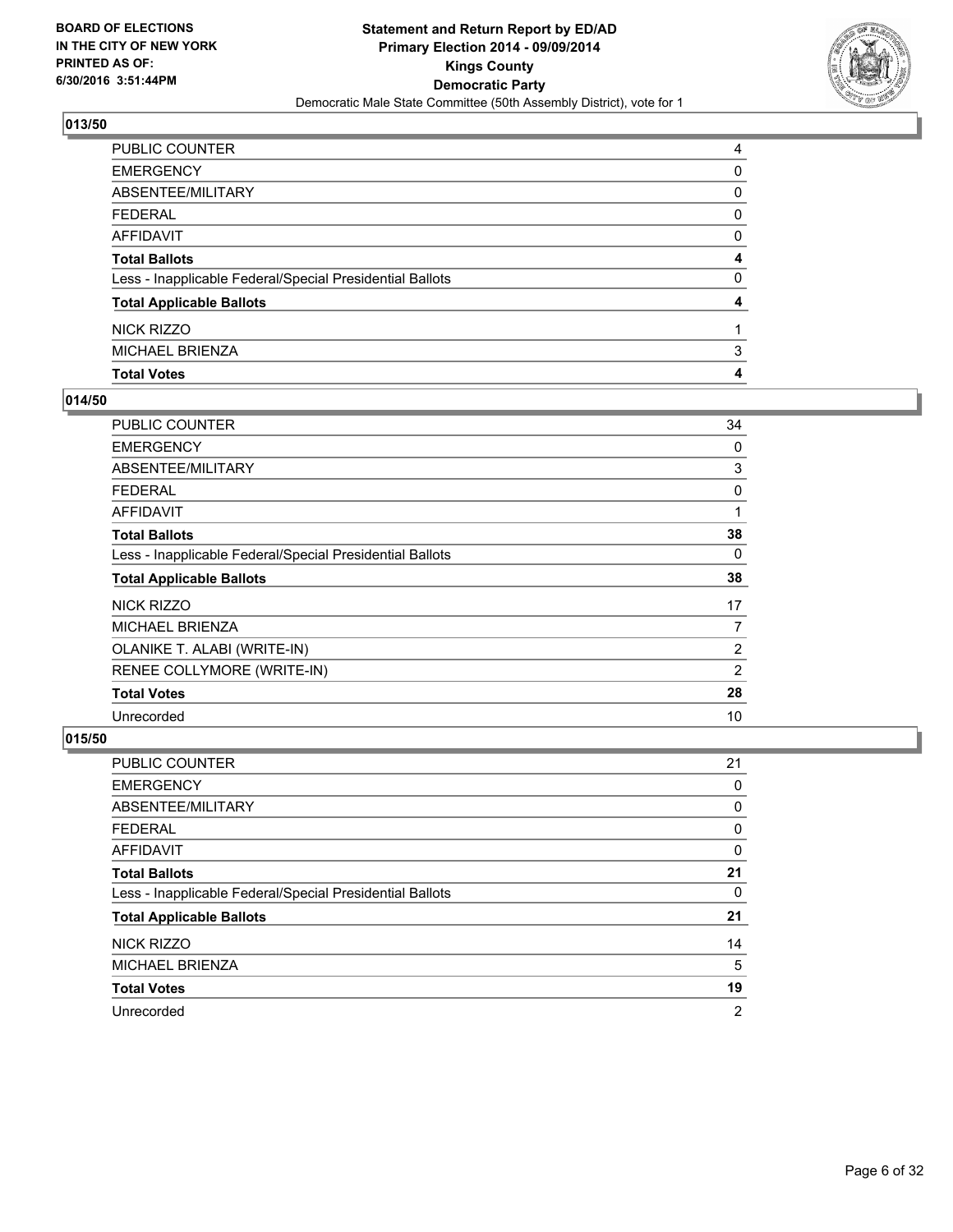## 013/50

| | |
|---|---|
| PUBLIC COUNTER | 4 |
| EMERGENCY | 0 |
| ABSENTEE/MILITARY | 0 |
| FEDERAL | 0 |
| AFFIDAVIT | 0 |
| **Total Ballots** | **4** |
| Less - Inapplicable Federal/Special Presidential Ballots | 0 |
| **Total Applicable Ballots** | **4** |
| NICK RIZZO | 1 |
| MICHAEL BRIENZA | 3 |
| **Total Votes** | **4** |

## 014/50

| | |
|---|---|
| PUBLIC COUNTER | 34 |
| EMERGENCY | 0 |
| ABSENTEE/MILITARY | 3 |
| FEDERAL | 0 |
| AFFIDAVIT | 1 |
| **Total Ballots** | **38** |
| Less - Inapplicable Federal/Special Presidential Ballots | 0 |
| **Total Applicable Ballots** | **38** |
| NICK RIZZO | 17 |
| MICHAEL BRIENZA | 7 |
| OLANIKE T. ALABI (WRITE-IN) | 2 |
| RENEE COLLYMORE (WRITE-IN) | 2 |
| **Total Votes** | **28** |
| Unrecorded | 10 |

## 015/50

| | |
|---|---|
| PUBLIC COUNTER | 21 |
| EMERGENCY | 0 |
| ABSENTEE/MILITARY | 0 |
| FEDERAL | 0 |
| AFFIDAVIT | 0 |
| **Total Ballots** | **21** |
| Less - Inapplicable Federal/Special Presidential Ballots | 0 |
| **Total Applicable Ballots** | **21** |
| NICK RIZZO | 14 |
| MICHAEL BRIENZA | 5 |
| **Total Votes** | **19** |
| Unrecorded | 2 |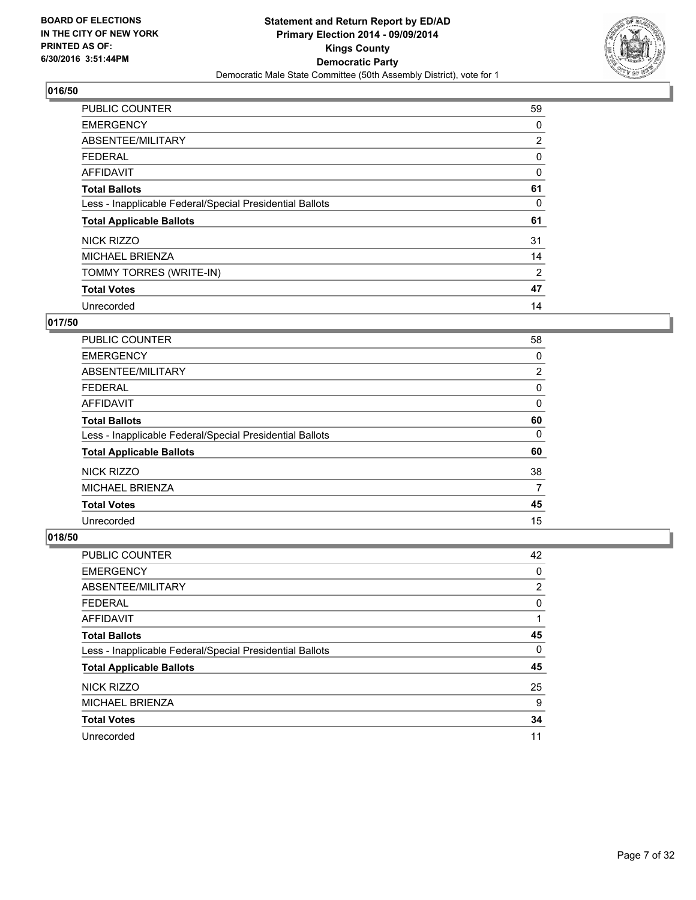## 016/50

| | |
|---|---|
| PUBLIC COUNTER | 59 |
| EMERGENCY | 0 |
| ABSENTEE/MILITARY | 2 |
| FEDERAL | 0 |
| AFFIDAVIT | 0 |
| **Total Ballots** | **61** |
| Less - Inapplicable Federal/Special Presidential Ballots | 0 |
| **Total Applicable Ballots** | **61** |
| NICK RIZZO | 31 |
| MICHAEL BRIENZA | 14 |
| TOMMY TORRES (WRITE-IN) | 2 |
| **Total Votes** | **47** |
| Unrecorded | 14 |

## 017/50

| | |
|---|---|
| PUBLIC COUNTER | 58 |
| EMERGENCY | 0 |
| ABSENTEE/MILITARY | 2 |
| FEDERAL | 0 |
| AFFIDAVIT | 0 |
| **Total Ballots** | **60** |
| Less - Inapplicable Federal/Special Presidential Ballots | 0 |
| **Total Applicable Ballots** | **60** |
| NICK RIZZO | 38 |
| MICHAEL BRIENZA | 7 |
| **Total Votes** | **45** |
| Unrecorded | 15 |

## 018/50

| | |
|---|---|
| PUBLIC COUNTER | 42 |
| EMERGENCY | 0 |
| ABSENTEE/MILITARY | 2 |
| FEDERAL | 0 |
| AFFIDAVIT | 1 |
| **Total Ballots** | **45** |
| Less - Inapplicable Federal/Special Presidential Ballots | 0 |
| **Total Applicable Ballots** | **45** |
| NICK RIZZO | 25 |
| MICHAEL BRIENZA | 9 |
| **Total Votes** | **34** |
| Unrecorded | 11 |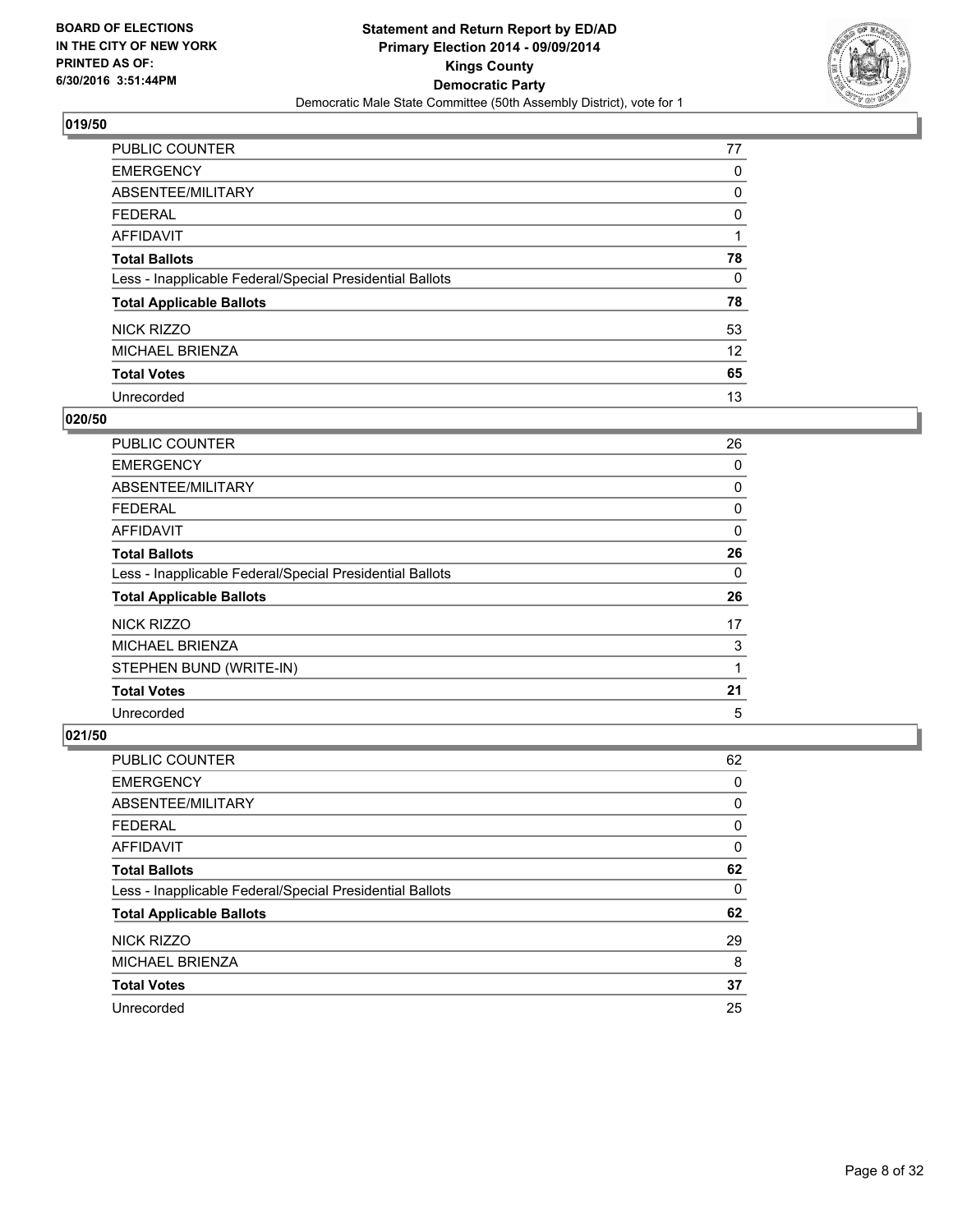### 019/50

| | |
|---|---|
| PUBLIC COUNTER | 77 |
| EMERGENCY | 0 |
| ABSENTEE/MILITARY | 0 |
| FEDERAL | 0 |
| AFFIDAVIT | 1 |
| **Total Ballots** | **78** |
| Less - Inapplicable Federal/Special Presidential Ballots | 0 |
| **Total Applicable Ballots** | **78** |
| NICK RIZZO | 53 |
| MICHAEL BRIENZA | 12 |
| **Total Votes** | **65** |
| Unrecorded | 13 |

### 020/50

| | |
|---|---|
| PUBLIC COUNTER | 26 |
| EMERGENCY | 0 |
| ABSENTEE/MILITARY | 0 |
| FEDERAL | 0 |
| AFFIDAVIT | 0 |
| **Total Ballots** | **26** |
| Less - Inapplicable Federal/Special Presidential Ballots | 0 |
| **Total Applicable Ballots** | **26** |
| NICK RIZZO | 17 |
| MICHAEL BRIENZA | 3 |
| STEPHEN BUND (WRITE-IN) | 1 |
| **Total Votes** | **21** |
| Unrecorded | 5 |

### 021/50

| | |
|---|---|
| PUBLIC COUNTER | 62 |
| EMERGENCY | 0 |
| ABSENTEE/MILITARY | 0 |
| FEDERAL | 0 |
| AFFIDAVIT | 0 |
| **Total Ballots** | **62** |
| Less - Inapplicable Federal/Special Presidential Ballots | 0 |
| **Total Applicable Ballots** | **62** |
| NICK RIZZO | 29 |
| MICHAEL BRIENZA | 8 |
| **Total Votes** | **37** |
| Unrecorded | 25 |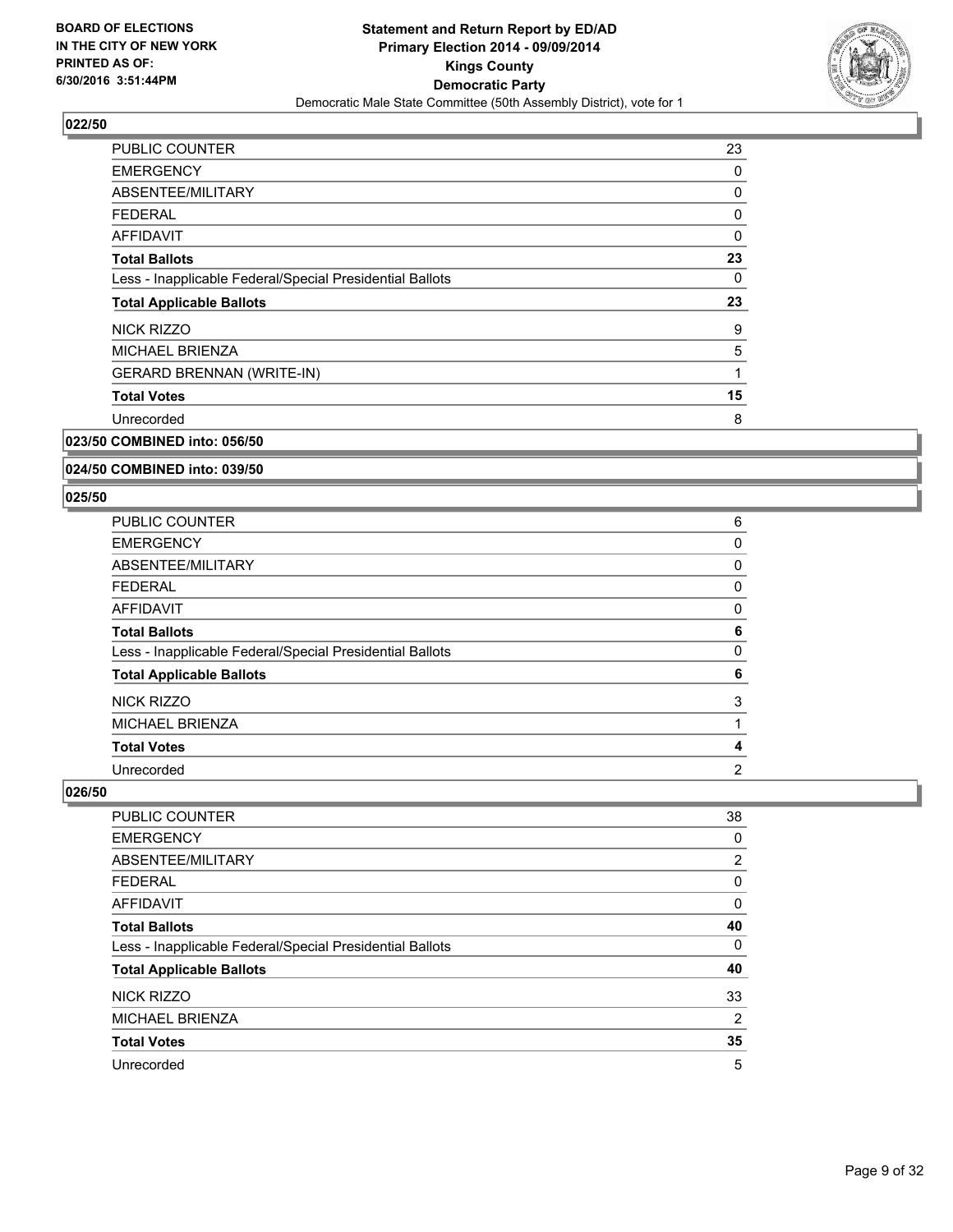BOARD OF ELECTIONS
IN THE CITY OF NEW YORK
PRINTED AS OF:
6/30/2016 3:51:44PM

**Statement and Return Report by ED/AD**
**Primary Election 2014 - 09/09/2014**
**Kings County**
**Democratic Party**
Democratic Male State Committee (50th Assembly District), vote for 1

### 022/50

| | |
|---|---|
| PUBLIC COUNTER | 23 |
| EMERGENCY | 0 |
| ABSENTEE/MILITARY | 0 |
| FEDERAL | 0 |
| AFFIDAVIT | 0 |
| **Total Ballots** | **23** |
| Less - Inapplicable Federal/Special Presidential Ballots | 0 |
| **Total Applicable Ballots** | **23** |
| NICK RIZZO | 9 |
| MICHAEL BRIENZA | 5 |
| GERARD BRENNAN (WRITE-IN) | 1 |
| **Total Votes** | **15** |
| Unrecorded | 8 |

### 023/50 COMBINED into: 056/50

### 024/50 COMBINED into: 039/50

### 025/50

| | |
|---|---|
| PUBLIC COUNTER | 6 |
| EMERGENCY | 0 |
| ABSENTEE/MILITARY | 0 |
| FEDERAL | 0 |
| AFFIDAVIT | 0 |
| **Total Ballots** | **6** |
| Less - Inapplicable Federal/Special Presidential Ballots | 0 |
| **Total Applicable Ballots** | **6** |
| NICK RIZZO | 3 |
| MICHAEL BRIENZA | 1 |
| **Total Votes** | **4** |
| Unrecorded | 2 |

### 026/50

| | |
|---|---|
| PUBLIC COUNTER | 38 |
| EMERGENCY | 0 |
| ABSENTEE/MILITARY | 2 |
| FEDERAL | 0 |
| AFFIDAVIT | 0 |
| **Total Ballots** | **40** |
| Less - Inapplicable Federal/Special Presidential Ballots | 0 |
| **Total Applicable Ballots** | **40** |
| NICK RIZZO | 33 |
| MICHAEL BRIENZA | 2 |
| **Total Votes** | **35** |
| Unrecorded | 5 |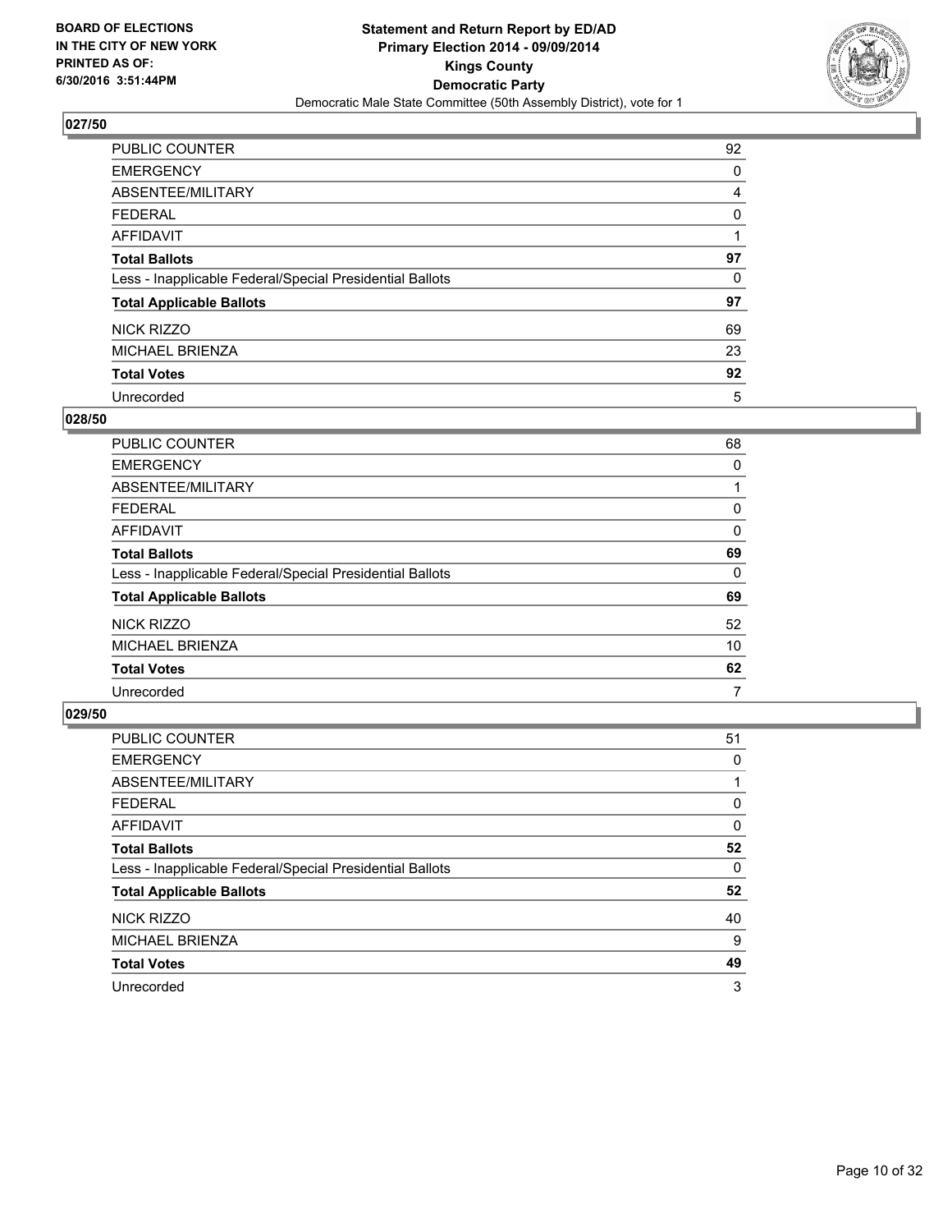**BOARD OF ELECTIONS IN THE CITY OF NEW YORK PRINTED AS OF: 6/30/2016 3:51:44PM**

**Statement and Return Report by ED/AD Primary Election 2014 - 09/09/2014 Kings County Democratic Party**

Democratic Male State Committee (50th Assembly District), vote for 1

## 027/50

| | |
|---|---|
| PUBLIC COUNTER | 92 |
| EMERGENCY | 0 |
| ABSENTEE/MILITARY | 4 |
| FEDERAL | 0 |
| AFFIDAVIT | 1 |
| **Total Ballots** | **97** |
| Less - Inapplicable Federal/Special Presidential Ballots | 0 |
| **Total Applicable Ballots** | **97** |
| NICK RIZZO | 69 |
| MICHAEL BRIENZA | 23 |
| **Total Votes** | **92** |
| Unrecorded | 5 |

## 028/50

| | |
|---|---|
| PUBLIC COUNTER | 68 |
| EMERGENCY | 0 |
| ABSENTEE/MILITARY | 1 |
| FEDERAL | 0 |
| AFFIDAVIT | 0 |
| **Total Ballots** | **69** |
| Less - Inapplicable Federal/Special Presidential Ballots | 0 |
| **Total Applicable Ballots** | **69** |
| NICK RIZZO | 52 |
| MICHAEL BRIENZA | 10 |
| **Total Votes** | **62** |
| Unrecorded | 7 |

## 029/50

| | |
|---|---|
| PUBLIC COUNTER | 51 |
| EMERGENCY | 0 |
| ABSENTEE/MILITARY | 1 |
| FEDERAL | 0 |
| AFFIDAVIT | 0 |
| **Total Ballots** | **52** |
| Less - Inapplicable Federal/Special Presidential Ballots | 0 |
| **Total Applicable Ballots** | **52** |
| NICK RIZZO | 40 |
| MICHAEL BRIENZA | 9 |
| **Total Votes** | **49** |
| Unrecorded | 3 |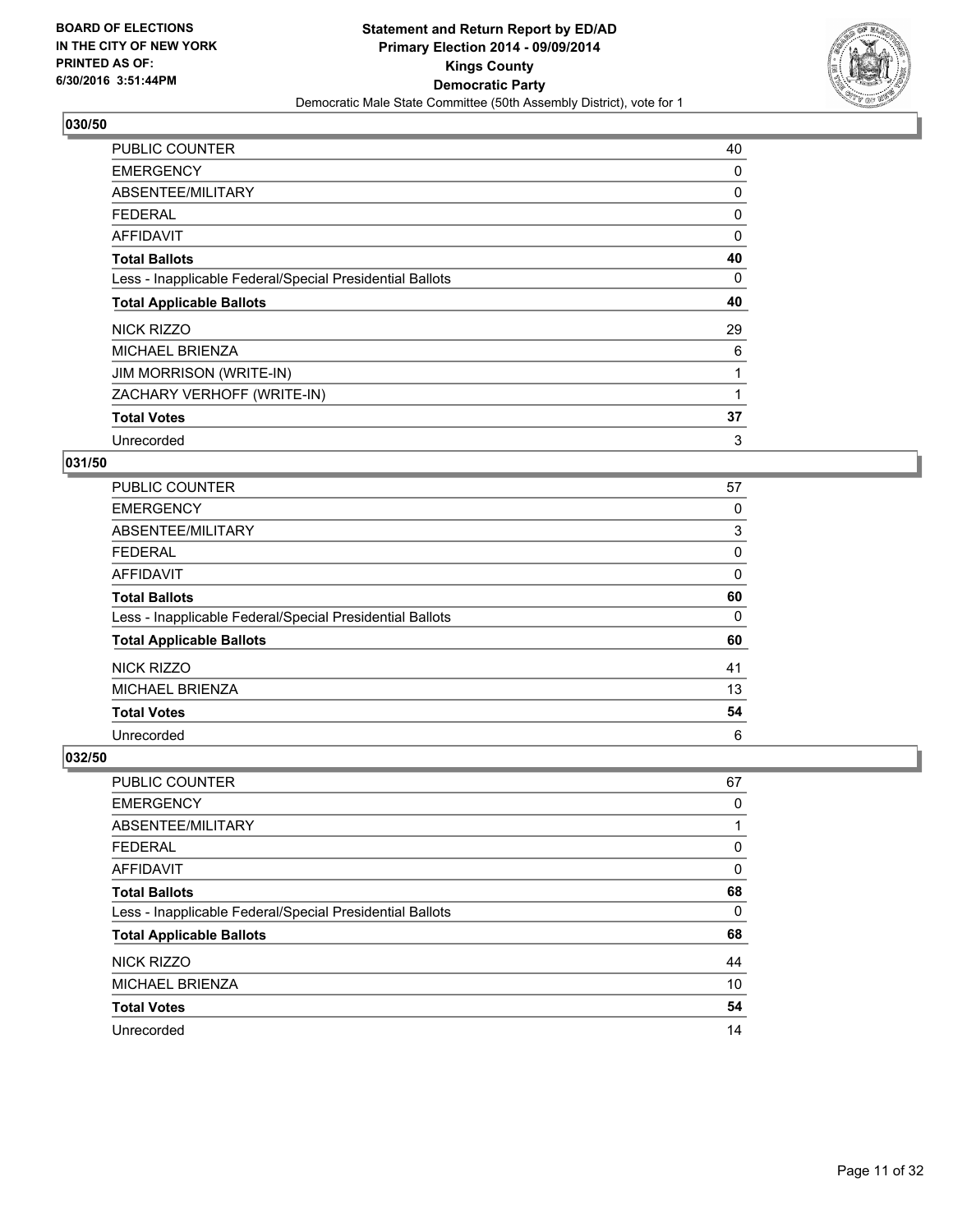BOARD OF ELECTIONS
IN THE CITY OF NEW YORK
PRINTED AS OF:
6/30/2016 3:51:44PM

**Statement and Return Report by ED/AD**
**Primary Election 2014 - 09/09/2014**
**Kings County**
**Democratic Party**
Democratic Male State Committee (50th Assembly District), vote for 1

### 030/50

| | |
|---|---|
| PUBLIC COUNTER | 40 |
| EMERGENCY | 0 |
| ABSENTEE/MILITARY | 0 |
| FEDERAL | 0 |
| AFFIDAVIT | 0 |
| **Total Ballots** | **40** |
| Less - Inapplicable Federal/Special Presidential Ballots | 0 |
| **Total Applicable Ballots** | **40** |
| NICK RIZZO | 29 |
| MICHAEL BRIENZA | 6 |
| JIM MORRISON (WRITE-IN) | 1 |
| ZACHARY VERHOFF (WRITE-IN) | 1 |
| **Total Votes** | **37** |
| Unrecorded | 3 |

### 031/50

| | |
|---|---|
| PUBLIC COUNTER | 57 |
| EMERGENCY | 0 |
| ABSENTEE/MILITARY | 3 |
| FEDERAL | 0 |
| AFFIDAVIT | 0 |
| **Total Ballots** | **60** |
| Less - Inapplicable Federal/Special Presidential Ballots | 0 |
| **Total Applicable Ballots** | **60** |
| NICK RIZZO | 41 |
| MICHAEL BRIENZA | 13 |
| **Total Votes** | **54** |
| Unrecorded | 6 |

### 032/50

| | |
|---|---|
| PUBLIC COUNTER | 67 |
| EMERGENCY | 0 |
| ABSENTEE/MILITARY | 1 |
| FEDERAL | 0 |
| AFFIDAVIT | 0 |
| **Total Ballots** | **68** |
| Less - Inapplicable Federal/Special Presidential Ballots | 0 |
| **Total Applicable Ballots** | **68** |
| NICK RIZZO | 44 |
| MICHAEL BRIENZA | 10 |
| **Total Votes** | **54** |
| Unrecorded | 14 |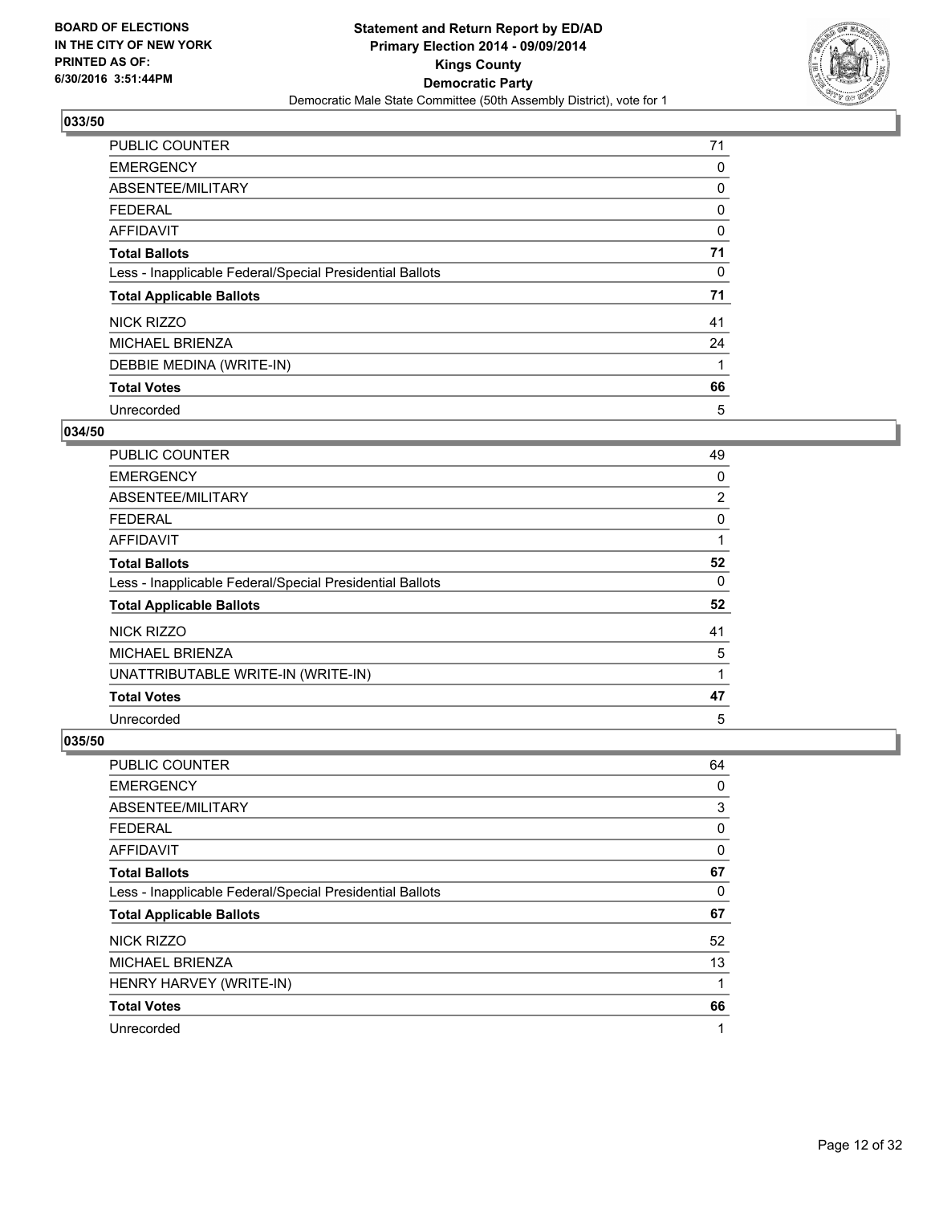**BOARD OF ELECTIONS IN THE CITY OF NEW YORK PRINTED AS OF: 6/30/2016 3:51:44PM**

**Statement and Return Report by ED/AD**
**Primary Election 2014 - 09/09/2014**
**Kings County**
**Democratic Party**
Democratic Male State Committee (50th Assembly District), vote for 1

### 033/50

| | |
|---|---|
| PUBLIC COUNTER | 71 |
| EMERGENCY | 0 |
| ABSENTEE/MILITARY | 0 |
| FEDERAL | 0 |
| AFFIDAVIT | 0 |
| **Total Ballots** | **71** |
| Less - Inapplicable Federal/Special Presidential Ballots | 0 |
| **Total Applicable Ballots** | **71** |
| NICK RIZZO | 41 |
| MICHAEL BRIENZA | 24 |
| DEBBIE MEDINA (WRITE-IN) | 1 |
| **Total Votes** | **66** |
| Unrecorded | 5 |

### 034/50

| | |
|---|---|
| PUBLIC COUNTER | 49 |
| EMERGENCY | 0 |
| ABSENTEE/MILITARY | 2 |
| FEDERAL | 0 |
| AFFIDAVIT | 1 |
| **Total Ballots** | **52** |
| Less - Inapplicable Federal/Special Presidential Ballots | 0 |
| **Total Applicable Ballots** | **52** |
| NICK RIZZO | 41 |
| MICHAEL BRIENZA | 5 |
| UNATTRIBUTABLE WRITE-IN (WRITE-IN) | 1 |
| **Total Votes** | **47** |
| Unrecorded | 5 |

### 035/50

| | |
|---|---|
| PUBLIC COUNTER | 64 |
| EMERGENCY | 0 |
| ABSENTEE/MILITARY | 3 |
| FEDERAL | 0 |
| AFFIDAVIT | 0 |
| **Total Ballots** | **67** |
| Less - Inapplicable Federal/Special Presidential Ballots | 0 |
| **Total Applicable Ballots** | **67** |
| NICK RIZZO | 52 |
| MICHAEL BRIENZA | 13 |
| HENRY HARVEY (WRITE-IN) | 1 |
| **Total Votes** | **66** |
| Unrecorded | 1 |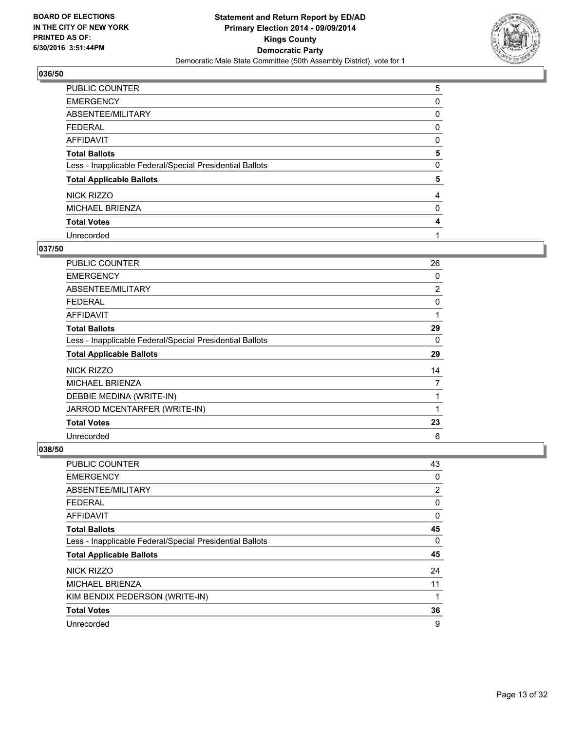**Statement and Return Report by ED/AD**
**Primary Election 2014 - 09/09/2014**
**Kings County**
**Democratic Party**
Democratic Male State Committee (50th Assembly District), vote for 1

BOARD OF ELECTIONS
IN THE CITY OF NEW YORK
PRINTED AS OF:
6/30/2016 3:51:44PM

### 036/50

| | |
|---|---|
| PUBLIC COUNTER | 5 |
| EMERGENCY | 0 |
| ABSENTEE/MILITARY | 0 |
| FEDERAL | 0 |
| AFFIDAVIT | 0 |
| **Total Ballots** | **5** |
| Less - Inapplicable Federal/Special Presidential Ballots | 0 |
| **Total Applicable Ballots** | **5** |
| NICK RIZZO | 4 |
| MICHAEL BRIENZA | 0 |
| **Total Votes** | **4** |
| Unrecorded | 1 |

### 037/50

| | |
|---|---|
| PUBLIC COUNTER | 26 |
| EMERGENCY | 0 |
| ABSENTEE/MILITARY | 2 |
| FEDERAL | 0 |
| AFFIDAVIT | 1 |
| **Total Ballots** | **29** |
| Less - Inapplicable Federal/Special Presidential Ballots | 0 |
| **Total Applicable Ballots** | **29** |
| NICK RIZZO | 14 |
| MICHAEL BRIENZA | 7 |
| DEBBIE MEDINA (WRITE-IN) | 1 |
| JARROD MCENTARFER (WRITE-IN) | 1 |
| **Total Votes** | **23** |
| Unrecorded | 6 |

### 038/50

| | |
|---|---|
| PUBLIC COUNTER | 43 |
| EMERGENCY | 0 |
| ABSENTEE/MILITARY | 2 |
| FEDERAL | 0 |
| AFFIDAVIT | 0 |
| **Total Ballots** | **45** |
| Less - Inapplicable Federal/Special Presidential Ballots | 0 |
| **Total Applicable Ballots** | **45** |
| NICK RIZZO | 24 |
| MICHAEL BRIENZA | 11 |
| KIM BENDIX PEDERSON (WRITE-IN) | 1 |
| **Total Votes** | **36** |
| Unrecorded | 9 |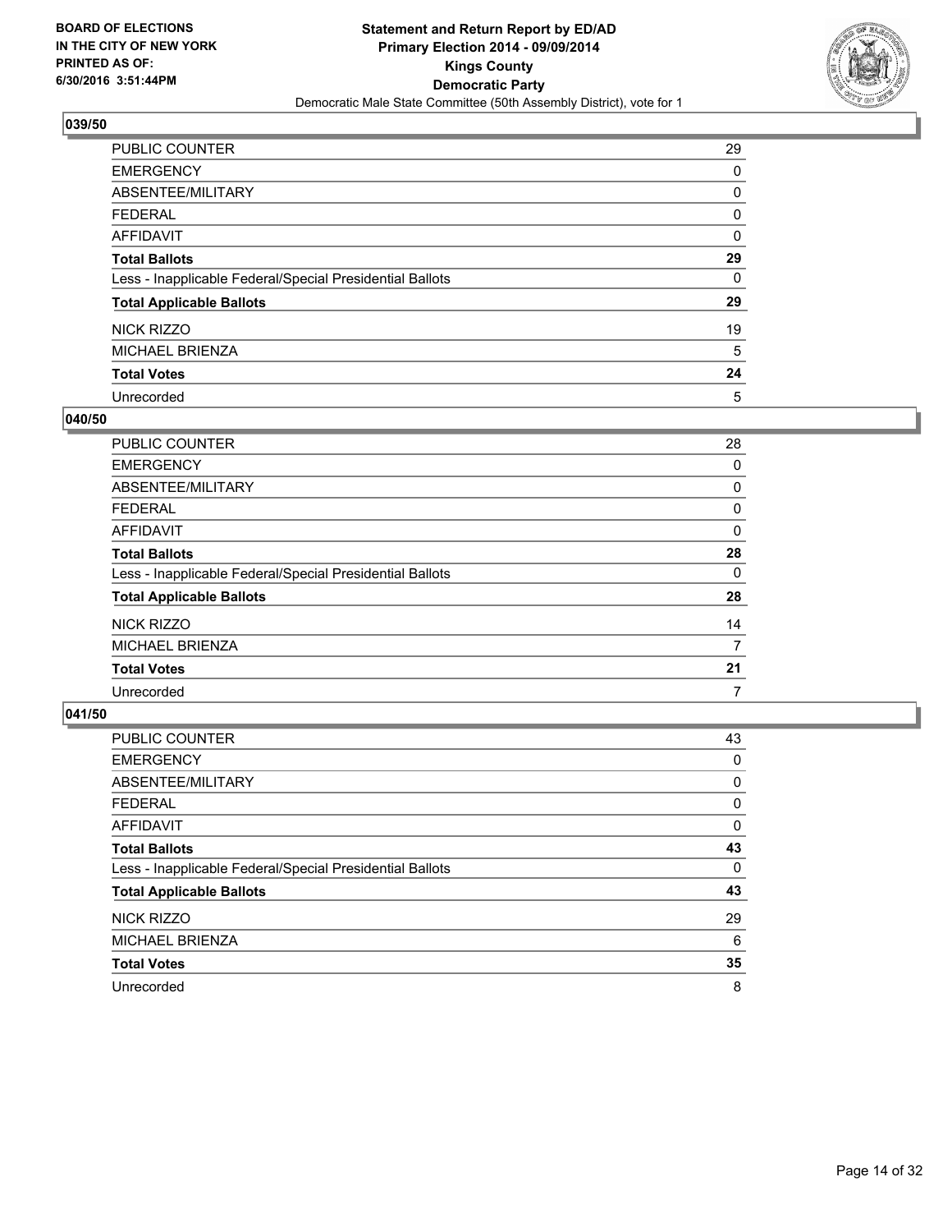BOARD OF ELECTIONS
IN THE CITY OF NEW YORK
PRINTED AS OF:
6/30/2016 3:51:44PM

**Statement and Return Report by ED/AD**
**Primary Election 2014 - 09/09/2014**
**Kings County**
**Democratic Party**
Democratic Male State Committee (50th Assembly District), vote for 1

### 039/50

| | |
|---|---|
| PUBLIC COUNTER | 29 |
| EMERGENCY | 0 |
| ABSENTEE/MILITARY | 0 |
| FEDERAL | 0 |
| AFFIDAVIT | 0 |
| **Total Ballots** | **29** |
| Less - Inapplicable Federal/Special Presidential Ballots | 0 |
| **Total Applicable Ballots** | **29** |
| NICK RIZZO | 19 |
| MICHAEL BRIENZA | 5 |
| **Total Votes** | **24** |
| Unrecorded | 5 |

### 040/50

| | |
|---|---|
| PUBLIC COUNTER | 28 |
| EMERGENCY | 0 |
| ABSENTEE/MILITARY | 0 |
| FEDERAL | 0 |
| AFFIDAVIT | 0 |
| **Total Ballots** | **28** |
| Less - Inapplicable Federal/Special Presidential Ballots | 0 |
| **Total Applicable Ballots** | **28** |
| NICK RIZZO | 14 |
| MICHAEL BRIENZA | 7 |
| **Total Votes** | **21** |
| Unrecorded | 7 |

### 041/50

| | |
|---|---|
| PUBLIC COUNTER | 43 |
| EMERGENCY | 0 |
| ABSENTEE/MILITARY | 0 |
| FEDERAL | 0 |
| AFFIDAVIT | 0 |
| **Total Ballots** | **43** |
| Less - Inapplicable Federal/Special Presidential Ballots | 0 |
| **Total Applicable Ballots** | **43** |
| NICK RIZZO | 29 |
| MICHAEL BRIENZA | 6 |
| **Total Votes** | **35** |
| Unrecorded | 8 |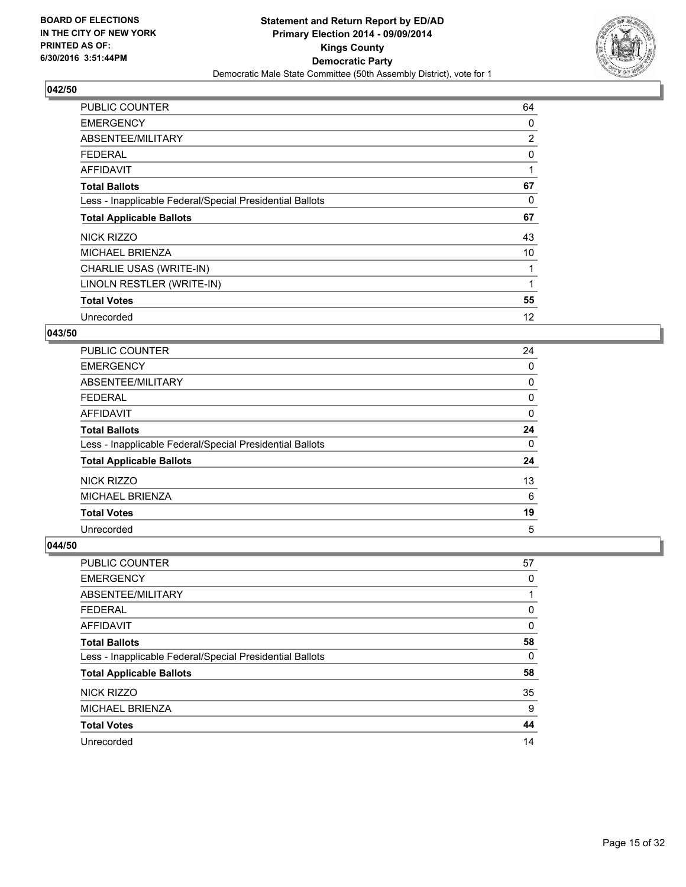BOARD OF ELECTIONS
IN THE CITY OF NEW YORK
PRINTED AS OF:
6/30/2016 3:51:44PM

**Statement and Return Report by ED/AD**
**Primary Election 2014 - 09/09/2014**
**Kings County**
**Democratic Party**
Democratic Male State Committee (50th Assembly District), vote for 1

### 042/50

| | |
|---|---|
| PUBLIC COUNTER | 64 |
| EMERGENCY | 0 |
| ABSENTEE/MILITARY | 2 |
| FEDERAL | 0 |
| AFFIDAVIT | 1 |
| **Total Ballots** | **67** |
| Less - Inapplicable Federal/Special Presidential Ballots | 0 |
| **Total Applicable Ballots** | **67** |
| NICK RIZZO | 43 |
| MICHAEL BRIENZA | 10 |
| CHARLIE USAS (WRITE-IN) | 1 |
| LINOLN RESTLER (WRITE-IN) | 1 |
| **Total Votes** | **55** |
| Unrecorded | 12 |

### 043/50

| | |
|---|---|
| PUBLIC COUNTER | 24 |
| EMERGENCY | 0 |
| ABSENTEE/MILITARY | 0 |
| FEDERAL | 0 |
| AFFIDAVIT | 0 |
| **Total Ballots** | **24** |
| Less - Inapplicable Federal/Special Presidential Ballots | 0 |
| **Total Applicable Ballots** | **24** |
| NICK RIZZO | 13 |
| MICHAEL BRIENZA | 6 |
| **Total Votes** | **19** |
| Unrecorded | 5 |

### 044/50

| | |
|---|---|
| PUBLIC COUNTER | 57 |
| EMERGENCY | 0 |
| ABSENTEE/MILITARY | 1 |
| FEDERAL | 0 |
| AFFIDAVIT | 0 |
| **Total Ballots** | **58** |
| Less - Inapplicable Federal/Special Presidential Ballots | 0 |
| **Total Applicable Ballots** | **58** |
| NICK RIZZO | 35 |
| MICHAEL BRIENZA | 9 |
| **Total Votes** | **44** |
| Unrecorded | 14 |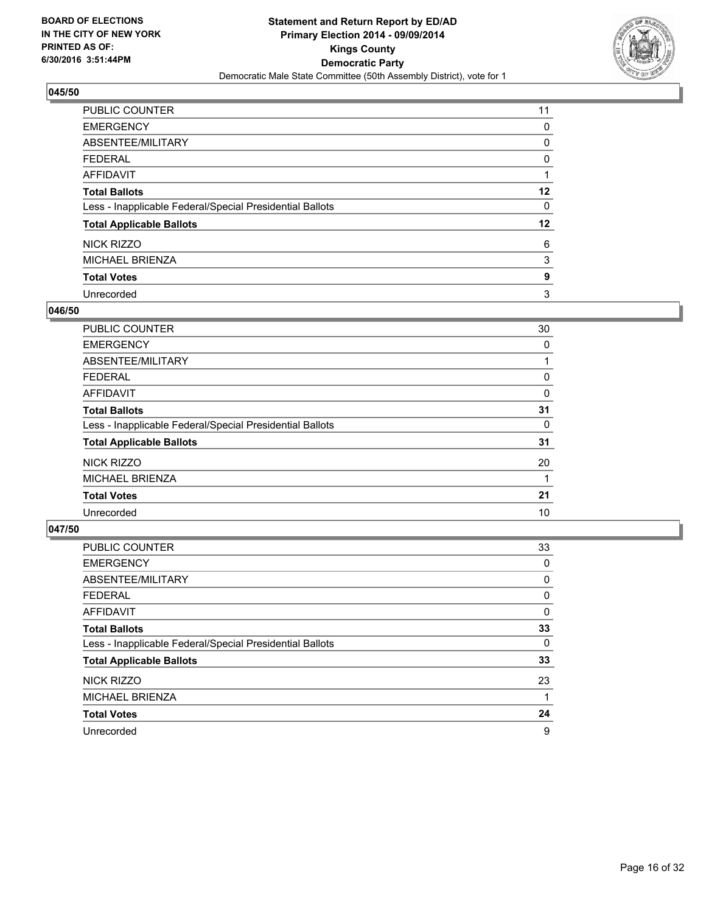BOARD OF ELECTIONS
IN THE CITY OF NEW YORK
PRINTED AS OF:
6/30/2016 3:51:44PM

**Statement and Return Report by ED/AD**
**Primary Election 2014 - 09/09/2014**
**Kings County**
**Democratic Party**
Democratic Male State Committee (50th Assembly District), vote for 1

### 045/50

| | |
|---|---|
| PUBLIC COUNTER | 11 |
| EMERGENCY | 0 |
| ABSENTEE/MILITARY | 0 |
| FEDERAL | 0 |
| AFFIDAVIT | 1 |
| **Total Ballots** | **12** |
| Less - Inapplicable Federal/Special Presidential Ballots | 0 |
| **Total Applicable Ballots** | **12** |
| NICK RIZZO | 6 |
| MICHAEL BRIENZA | 3 |
| **Total Votes** | **9** |
| Unrecorded | 3 |

### 046/50

| | |
|---|---|
| PUBLIC COUNTER | 30 |
| EMERGENCY | 0 |
| ABSENTEE/MILITARY | 1 |
| FEDERAL | 0 |
| AFFIDAVIT | 0 |
| **Total Ballots** | **31** |
| Less - Inapplicable Federal/Special Presidential Ballots | 0 |
| **Total Applicable Ballots** | **31** |
| NICK RIZZO | 20 |
| MICHAEL BRIENZA | 1 |
| **Total Votes** | **21** |
| Unrecorded | 10 |

### 047/50

| | |
|---|---|
| PUBLIC COUNTER | 33 |
| EMERGENCY | 0 |
| ABSENTEE/MILITARY | 0 |
| FEDERAL | 0 |
| AFFIDAVIT | 0 |
| **Total Ballots** | **33** |
| Less - Inapplicable Federal/Special Presidential Ballots | 0 |
| **Total Applicable Ballots** | **33** |
| NICK RIZZO | 23 |
| MICHAEL BRIENZA | 1 |
| **Total Votes** | **24** |
| Unrecorded | 9 |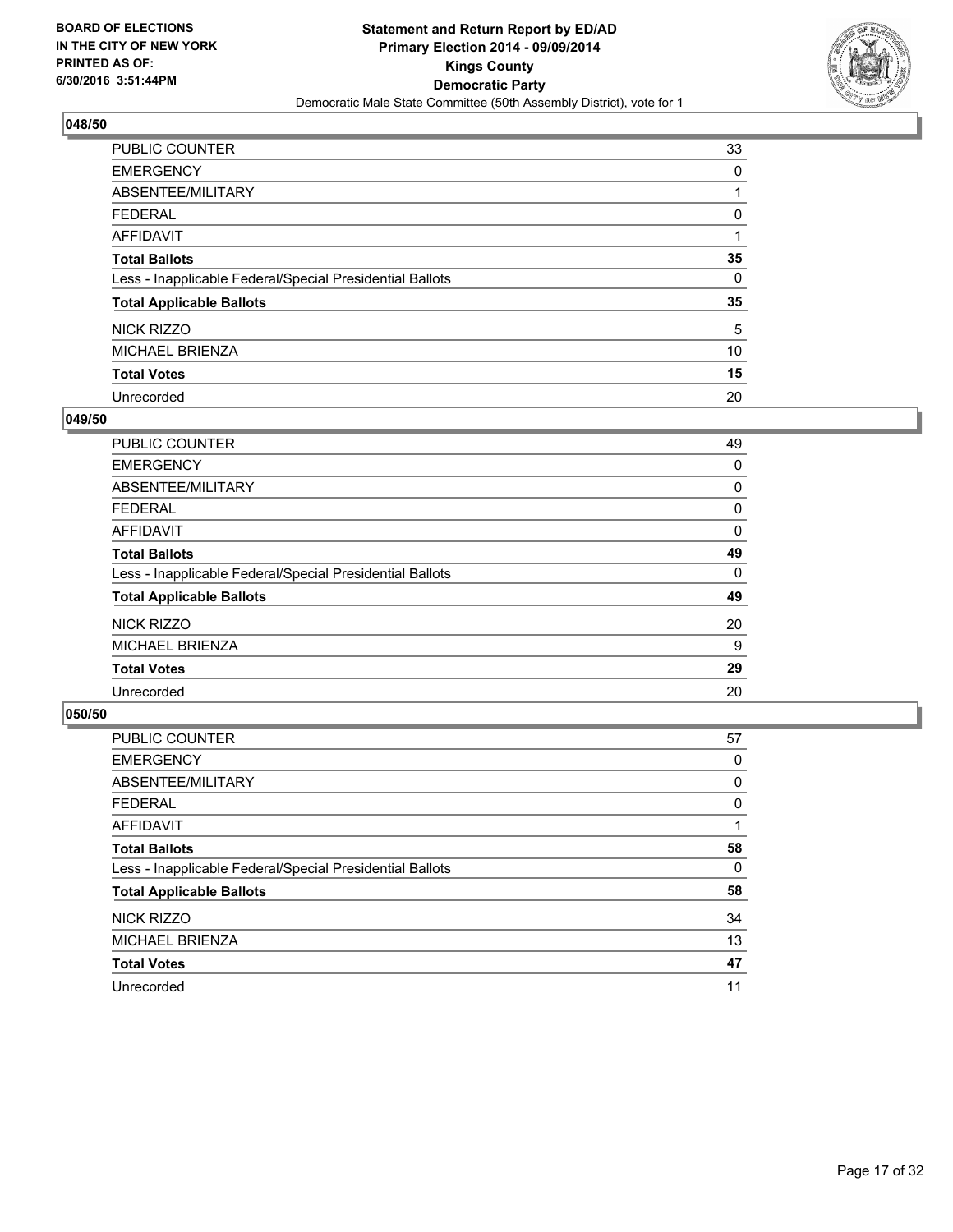**BOARD OF ELECTIONS IN THE CITY OF NEW YORK PRINTED AS OF: 6/30/2016 3:51:44PM**

# Statement and Return Report by ED/AD
## Primary Election 2014 - 09/09/2014
## Kings County
## Democratic Party
### Democratic Male State Committee (50th Assembly District), vote for 1

### 048/50

| | |
|---|---|
| PUBLIC COUNTER | 33 |
| EMERGENCY | 0 |
| ABSENTEE/MILITARY | 1 |
| FEDERAL | 0 |
| AFFIDAVIT | 1 |
| **Total Ballots** | **35** |
| Less - Inapplicable Federal/Special Presidential Ballots | 0 |
| **Total Applicable Ballots** | **35** |
| NICK RIZZO | 5 |
| MICHAEL BRIENZA | 10 |
| **Total Votes** | **15** |
| Unrecorded | 20 |

### 049/50

| | |
|---|---|
| PUBLIC COUNTER | 49 |
| EMERGENCY | 0 |
| ABSENTEE/MILITARY | 0 |
| FEDERAL | 0 |
| AFFIDAVIT | 0 |
| **Total Ballots** | **49** |
| Less - Inapplicable Federal/Special Presidential Ballots | 0 |
| **Total Applicable Ballots** | **49** |
| NICK RIZZO | 20 |
| MICHAEL BRIENZA | 9 |
| **Total Votes** | **29** |
| Unrecorded | 20 |

### 050/50

| | |
|---|---|
| PUBLIC COUNTER | 57 |
| EMERGENCY | 0 |
| ABSENTEE/MILITARY | 0 |
| FEDERAL | 0 |
| AFFIDAVIT | 1 |
| **Total Ballots** | **58** |
| Less - Inapplicable Federal/Special Presidential Ballots | 0 |
| **Total Applicable Ballots** | **58** |
| NICK RIZZO | 34 |
| MICHAEL BRIENZA | 13 |
| **Total Votes** | **47** |
| Unrecorded | 11 |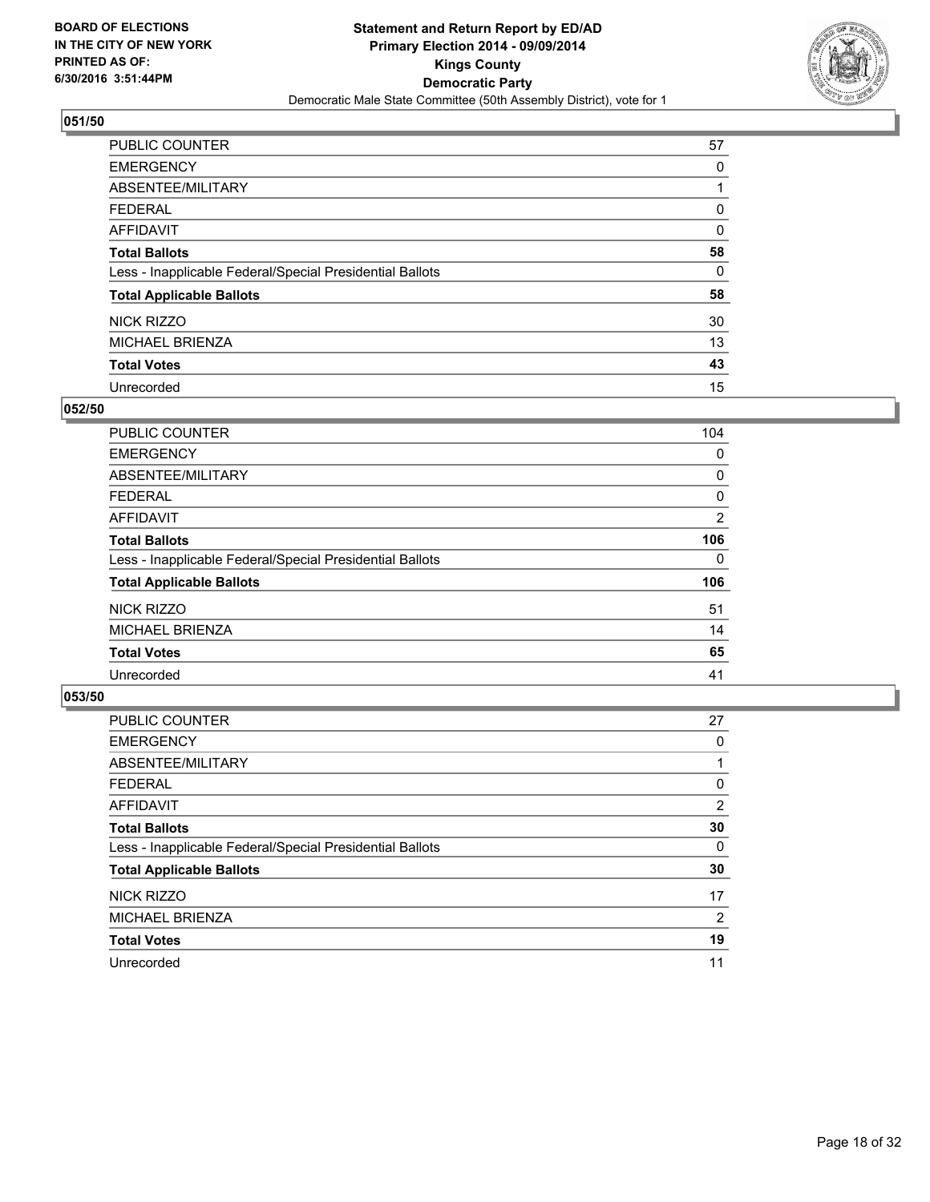BOARD OF ELECTIONS
IN THE CITY OF NEW YORK
PRINTED AS OF:
6/30/2016 3:51:44PM

**Statement and Return Report by ED/AD**
**Primary Election 2014 - 09/09/2014**
**Kings County**
**Democratic Party**
Democratic Male State Committee (50th Assembly District), vote for 1

### 051/50

| | |
|---|---|
| PUBLIC COUNTER | 57 |
| EMERGENCY | 0 |
| ABSENTEE/MILITARY | 1 |
| FEDERAL | 0 |
| AFFIDAVIT | 0 |
| **Total Ballots** | **58** |
| Less - Inapplicable Federal/Special Presidential Ballots | 0 |
| **Total Applicable Ballots** | **58** |
| NICK RIZZO | 30 |
| MICHAEL BRIENZA | 13 |
| **Total Votes** | **43** |
| Unrecorded | 15 |

### 052/50

| | |
|---|---|
| PUBLIC COUNTER | 104 |
| EMERGENCY | 0 |
| ABSENTEE/MILITARY | 0 |
| FEDERAL | 0 |
| AFFIDAVIT | 2 |
| **Total Ballots** | **106** |
| Less - Inapplicable Federal/Special Presidential Ballots | 0 |
| **Total Applicable Ballots** | **106** |
| NICK RIZZO | 51 |
| MICHAEL BRIENZA | 14 |
| **Total Votes** | **65** |
| Unrecorded | 41 |

### 053/50

| | |
|---|---|
| PUBLIC COUNTER | 27 |
| EMERGENCY | 0 |
| ABSENTEE/MILITARY | 1 |
| FEDERAL | 0 |
| AFFIDAVIT | 2 |
| **Total Ballots** | **30** |
| Less - Inapplicable Federal/Special Presidential Ballots | 0 |
| **Total Applicable Ballots** | **30** |
| NICK RIZZO | 17 |
| MICHAEL BRIENZA | 2 |
| **Total Votes** | **19** |
| Unrecorded | 11 |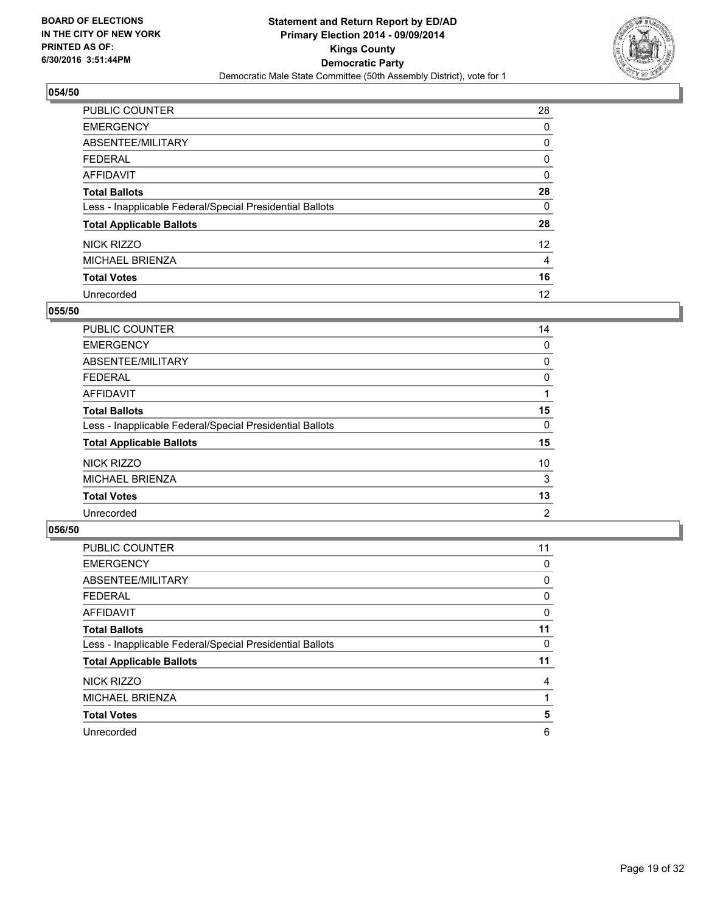## 054/50

| | |
|---|---|
| PUBLIC COUNTER | 28 |
| EMERGENCY | 0 |
| ABSENTEE/MILITARY | 0 |
| FEDERAL | 0 |
| AFFIDAVIT | 0 |
| **Total Ballots** | **28** |
| Less - Inapplicable Federal/Special Presidential Ballots | 0 |
| **Total Applicable Ballots** | **28** |
| NICK RIZZO | 12 |
| MICHAEL BRIENZA | 4 |
| **Total Votes** | **16** |
| Unrecorded | 12 |

## 055/50

| | |
|---|---|
| PUBLIC COUNTER | 14 |
| EMERGENCY | 0 |
| ABSENTEE/MILITARY | 0 |
| FEDERAL | 0 |
| AFFIDAVIT | 1 |
| **Total Ballots** | **15** |
| Less - Inapplicable Federal/Special Presidential Ballots | 0 |
| **Total Applicable Ballots** | **15** |
| NICK RIZZO | 10 |
| MICHAEL BRIENZA | 3 |
| **Total Votes** | **13** |
| Unrecorded | 2 |

## 056/50

| | |
|---|---|
| PUBLIC COUNTER | 11 |
| EMERGENCY | 0 |
| ABSENTEE/MILITARY | 0 |
| FEDERAL | 0 |
| AFFIDAVIT | 0 |
| **Total Ballots** | **11** |
| Less - Inapplicable Federal/Special Presidential Ballots | 0 |
| **Total Applicable Ballots** | **11** |
| NICK RIZZO | 4 |
| MICHAEL BRIENZA | 1 |
| **Total Votes** | **5** |
| Unrecorded | 6 |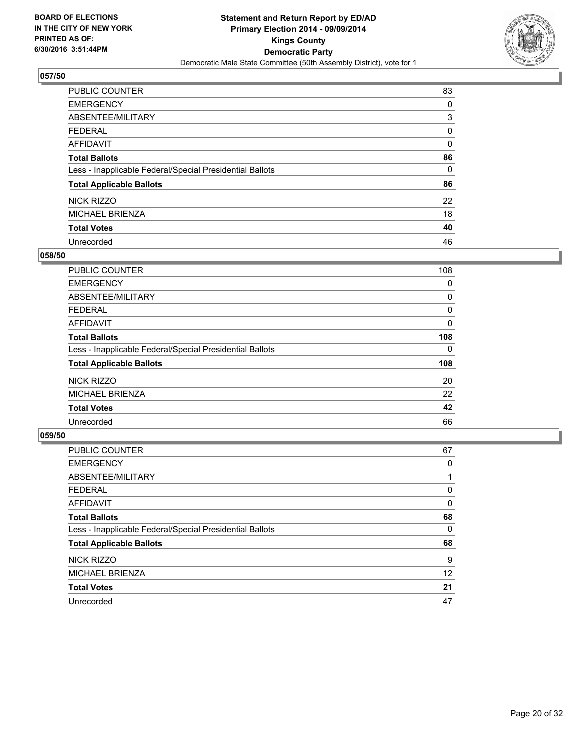**BOARD OF ELECTIONS IN THE CITY OF NEW YORK PRINTED AS OF: 6/30/2016 3:51:44PM**

**Statement and Return Report by ED/AD Primary Election 2014 - 09/09/2014 Kings County Democratic Party**

Democratic Male State Committee (50th Assembly District), vote for 1

### 057/50

| | |
|---|---|
| PUBLIC COUNTER | 83 |
| EMERGENCY | 0 |
| ABSENTEE/MILITARY | 3 |
| FEDERAL | 0 |
| AFFIDAVIT | 0 |
| **Total Ballots** | **86** |
| Less - Inapplicable Federal/Special Presidential Ballots | 0 |
| **Total Applicable Ballots** | **86** |
| NICK RIZZO | 22 |
| MICHAEL BRIENZA | 18 |
| **Total Votes** | **40** |
| Unrecorded | 46 |

### 058/50

| | |
|---|---|
| PUBLIC COUNTER | 108 |
| EMERGENCY | 0 |
| ABSENTEE/MILITARY | 0 |
| FEDERAL | 0 |
| AFFIDAVIT | 0 |
| **Total Ballots** | **108** |
| Less - Inapplicable Federal/Special Presidential Ballots | 0 |
| **Total Applicable Ballots** | **108** |
| NICK RIZZO | 20 |
| MICHAEL BRIENZA | 22 |
| **Total Votes** | **42** |
| Unrecorded | 66 |

### 059/50

| | |
|---|---|
| PUBLIC COUNTER | 67 |
| EMERGENCY | 0 |
| ABSENTEE/MILITARY | 1 |
| FEDERAL | 0 |
| AFFIDAVIT | 0 |
| **Total Ballots** | **68** |
| Less - Inapplicable Federal/Special Presidential Ballots | 0 |
| **Total Applicable Ballots** | **68** |
| NICK RIZZO | 9 |
| MICHAEL BRIENZA | 12 |
| **Total Votes** | **21** |
| Unrecorded | 47 |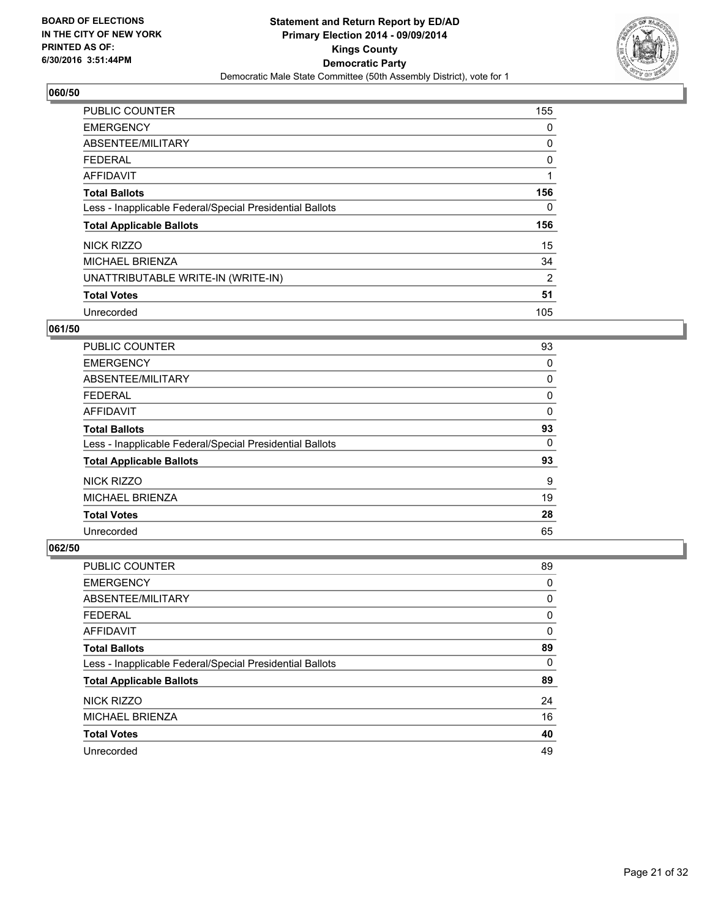**BOARD OF ELECTIONS IN THE CITY OF NEW YORK PRINTED AS OF: 6/30/2016 3:51:44PM**

**Statement and Return Report by ED/AD**
**Primary Election 2014 - 09/09/2014**
**Kings County**
**Democratic Party**
Democratic Male State Committee (50th Assembly District), vote for 1

### 060/50

| | |
|---|---|
| PUBLIC COUNTER | 155 |
| EMERGENCY | 0 |
| ABSENTEE/MILITARY | 0 |
| FEDERAL | 0 |
| AFFIDAVIT | 1 |
| **Total Ballots** | **156** |
| Less - Inapplicable Federal/Special Presidential Ballots | 0 |
| **Total Applicable Ballots** | **156** |
| NICK RIZZO | 15 |
| MICHAEL BRIENZA | 34 |
| UNATTRIBUTABLE WRITE-IN (WRITE-IN) | 2 |
| **Total Votes** | **51** |
| Unrecorded | 105 |

### 061/50

| | |
|---|---|
| PUBLIC COUNTER | 93 |
| EMERGENCY | 0 |
| ABSENTEE/MILITARY | 0 |
| FEDERAL | 0 |
| AFFIDAVIT | 0 |
| **Total Ballots** | **93** |
| Less - Inapplicable Federal/Special Presidential Ballots | 0 |
| **Total Applicable Ballots** | **93** |
| NICK RIZZO | 9 |
| MICHAEL BRIENZA | 19 |
| **Total Votes** | **28** |
| Unrecorded | 65 |

### 062/50

| | |
|---|---|
| PUBLIC COUNTER | 89 |
| EMERGENCY | 0 |
| ABSENTEE/MILITARY | 0 |
| FEDERAL | 0 |
| AFFIDAVIT | 0 |
| **Total Ballots** | **89** |
| Less - Inapplicable Federal/Special Presidential Ballots | 0 |
| **Total Applicable Ballots** | **89** |
| NICK RIZZO | 24 |
| MICHAEL BRIENZA | 16 |
| **Total Votes** | **40** |
| Unrecorded | 49 |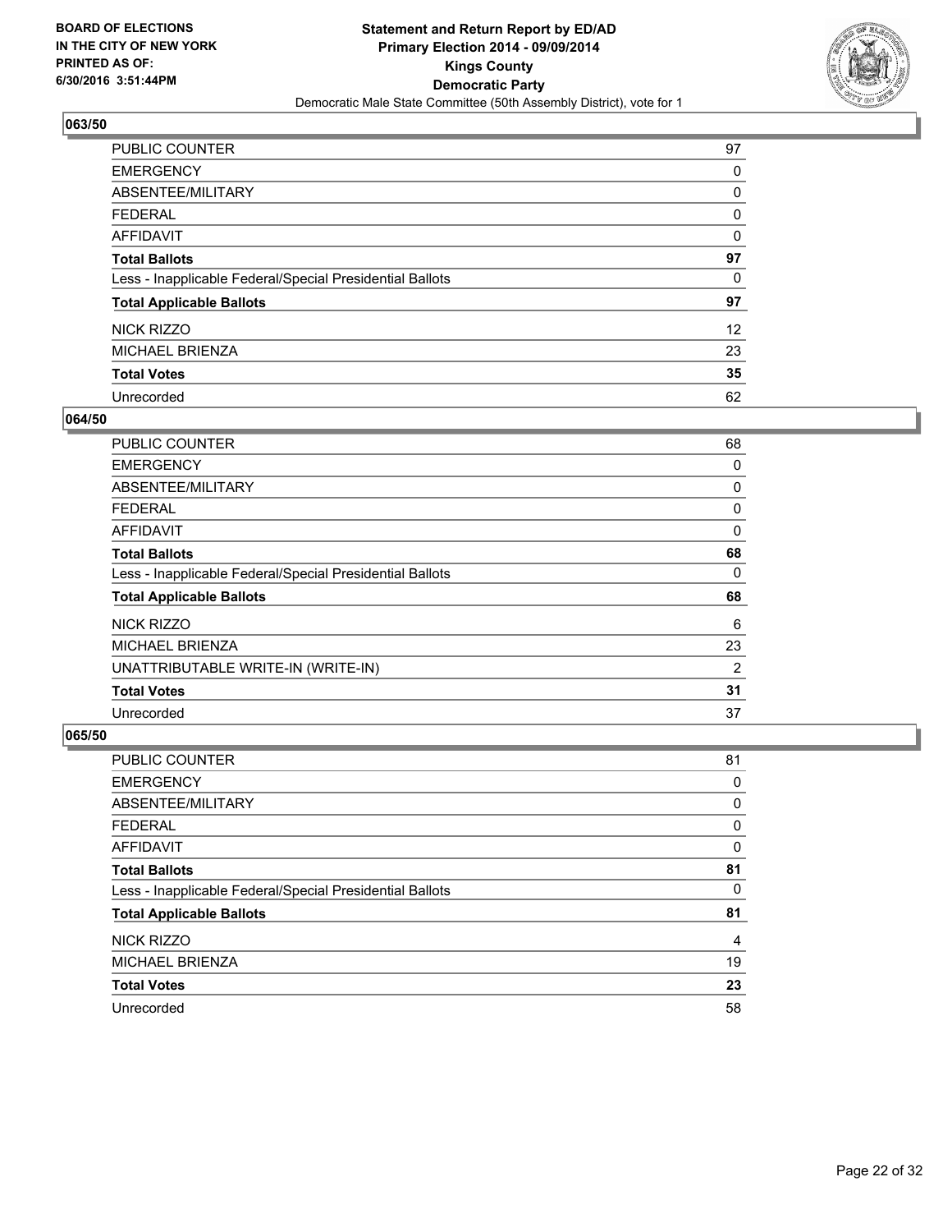**BOARD OF ELECTIONS IN THE CITY OF NEW YORK PRINTED AS OF: 6/30/2016 3:51:44PM**

**Statement and Return Report by ED/AD Primary Election 2014 - 09/09/2014 Kings County Democratic Party**

Democratic Male State Committee (50th Assembly District), vote for 1

## 063/50

| | |
|---|---|
| PUBLIC COUNTER | 97 |
| EMERGENCY | 0 |
| ABSENTEE/MILITARY | 0 |
| FEDERAL | 0 |
| AFFIDAVIT | 0 |
| **Total Ballots** | **97** |
| Less - Inapplicable Federal/Special Presidential Ballots | 0 |
| **Total Applicable Ballots** | **97** |
| NICK RIZZO | 12 |
| MICHAEL BRIENZA | 23 |
| **Total Votes** | **35** |
| Unrecorded | 62 |

## 064/50

| | |
|---|---|
| PUBLIC COUNTER | 68 |
| EMERGENCY | 0 |
| ABSENTEE/MILITARY | 0 |
| FEDERAL | 0 |
| AFFIDAVIT | 0 |
| **Total Ballots** | **68** |
| Less - Inapplicable Federal/Special Presidential Ballots | 0 |
| **Total Applicable Ballots** | **68** |
| NICK RIZZO | 6 |
| MICHAEL BRIENZA | 23 |
| UNATTRIBUTABLE WRITE-IN (WRITE-IN) | 2 |
| **Total Votes** | **31** |
| Unrecorded | 37 |

## 065/50

| | |
|---|---|
| PUBLIC COUNTER | 81 |
| EMERGENCY | 0 |
| ABSENTEE/MILITARY | 0 |
| FEDERAL | 0 |
| AFFIDAVIT | 0 |
| **Total Ballots** | **81** |
| Less - Inapplicable Federal/Special Presidential Ballots | 0 |
| **Total Applicable Ballots** | **81** |
| NICK RIZZO | 4 |
| MICHAEL BRIENZA | 19 |
| **Total Votes** | **23** |
| Unrecorded | 58 |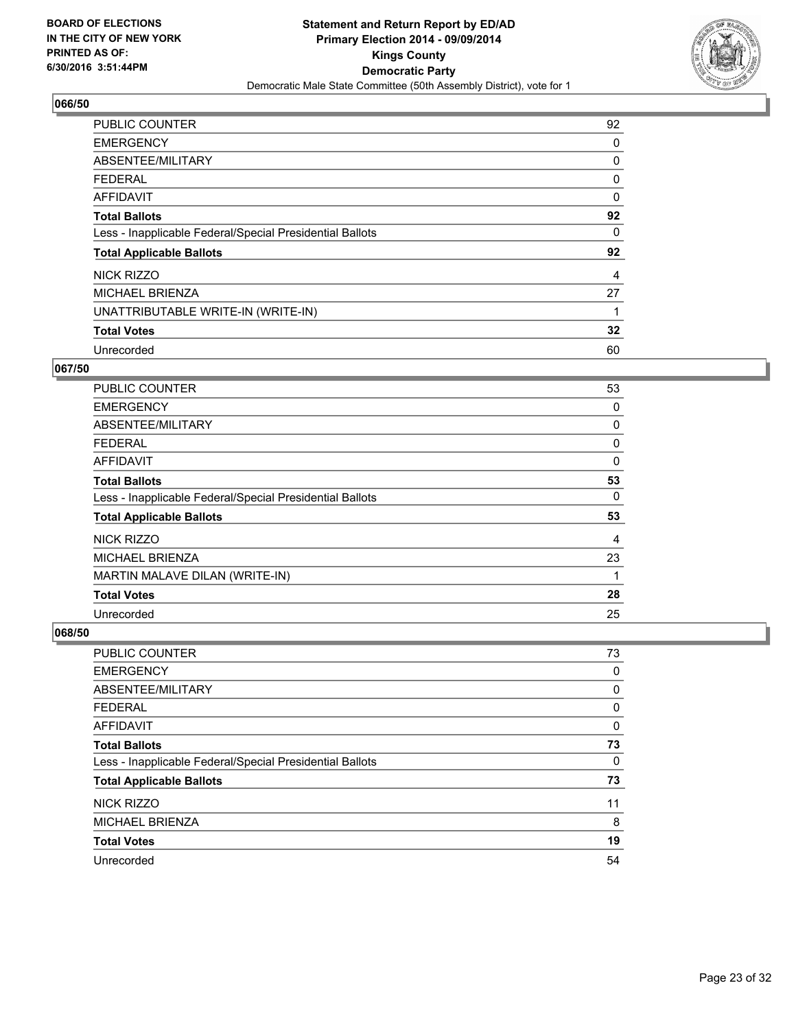BOARD OF ELECTIONS
IN THE CITY OF NEW YORK
PRINTED AS OF:
6/30/2016 3:51:44PM

**Statement and Return Report by ED/AD**
**Primary Election 2014 - 09/09/2014**
**Kings County**
**Democratic Party**
Democratic Male State Committee (50th Assembly District), vote for 1

### 066/50

| | |
|---|---|
| PUBLIC COUNTER | 92 |
| EMERGENCY | 0 |
| ABSENTEE/MILITARY | 0 |
| FEDERAL | 0 |
| AFFIDAVIT | 0 |
| **Total Ballots** | **92** |
| Less - Inapplicable Federal/Special Presidential Ballots | 0 |
| **Total Applicable Ballots** | **92** |
| NICK RIZZO | 4 |
| MICHAEL BRIENZA | 27 |
| UNATTRIBUTABLE WRITE-IN (WRITE-IN) | 1 |
| **Total Votes** | **32** |
| Unrecorded | 60 |

### 067/50

| | |
|---|---|
| PUBLIC COUNTER | 53 |
| EMERGENCY | 0 |
| ABSENTEE/MILITARY | 0 |
| FEDERAL | 0 |
| AFFIDAVIT | 0 |
| **Total Ballots** | **53** |
| Less - Inapplicable Federal/Special Presidential Ballots | 0 |
| **Total Applicable Ballots** | **53** |
| NICK RIZZO | 4 |
| MICHAEL BRIENZA | 23 |
| MARTIN MALAVE DILAN (WRITE-IN) | 1 |
| **Total Votes** | **28** |
| Unrecorded | 25 |

### 068/50

| | |
|---|---|
| PUBLIC COUNTER | 73 |
| EMERGENCY | 0 |
| ABSENTEE/MILITARY | 0 |
| FEDERAL | 0 |
| AFFIDAVIT | 0 |
| **Total Ballots** | **73** |
| Less - Inapplicable Federal/Special Presidential Ballots | 0 |
| **Total Applicable Ballots** | **73** |
| NICK RIZZO | 11 |
| MICHAEL BRIENZA | 8 |
| **Total Votes** | **19** |
| Unrecorded | 54 |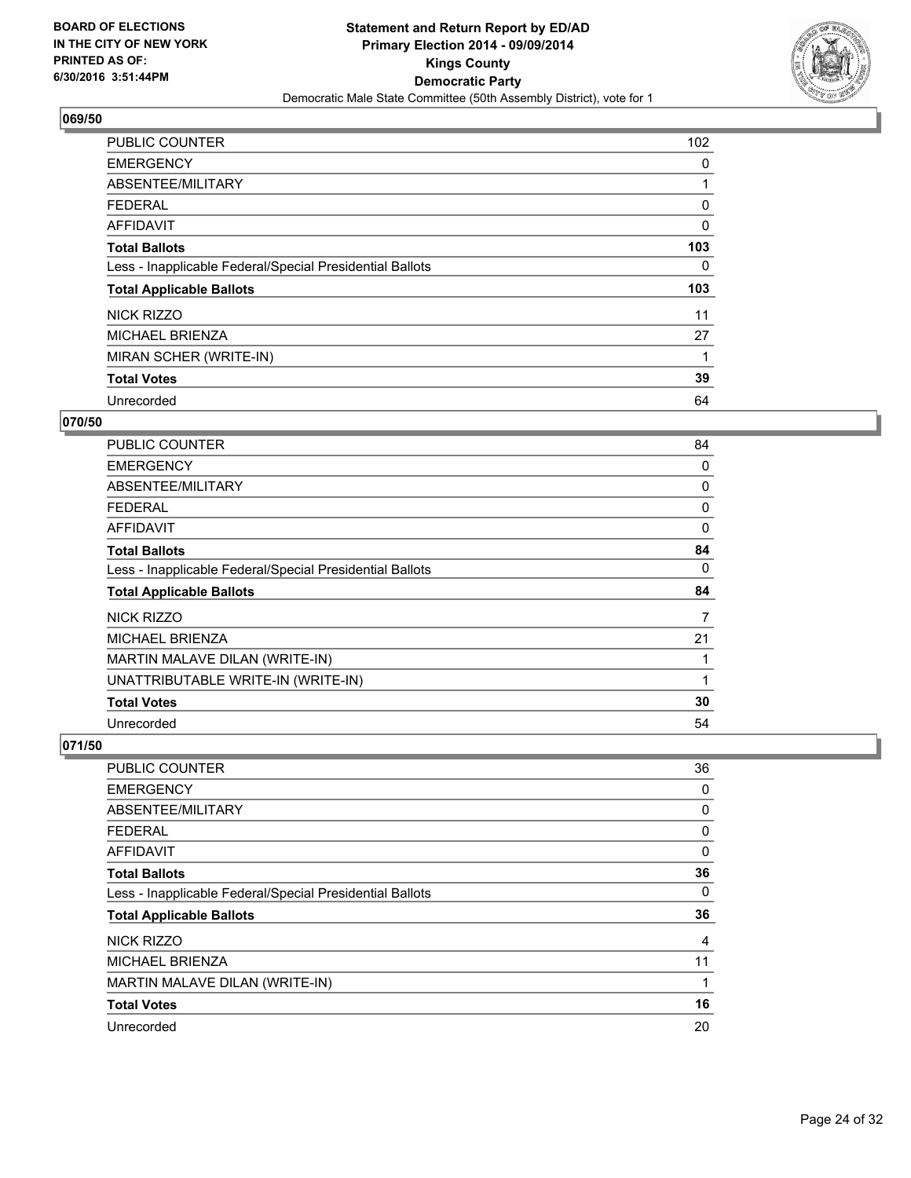**BOARD OF ELECTIONS IN THE CITY OF NEW YORK PRINTED AS OF: 6/30/2016 3:51:44PM**

**Statement and Return Report by ED/AD**
**Primary Election 2014 - 09/09/2014**
**Kings County**
**Democratic Party**
Democratic Male State Committee (50th Assembly District), vote for 1

### 069/50

| | |
|---|---|
| PUBLIC COUNTER | 102 |
| EMERGENCY | 0 |
| ABSENTEE/MILITARY | 1 |
| FEDERAL | 0 |
| AFFIDAVIT | 0 |
| **Total Ballots** | **103** |
| Less - Inapplicable Federal/Special Presidential Ballots | 0 |
| **Total Applicable Ballots** | **103** |
| NICK RIZZO | 11 |
| MICHAEL BRIENZA | 27 |
| MIRAN SCHER (WRITE-IN) | 1 |
| **Total Votes** | **39** |
| Unrecorded | 64 |

### 070/50

| | |
|---|---|
| PUBLIC COUNTER | 84 |
| EMERGENCY | 0 |
| ABSENTEE/MILITARY | 0 |
| FEDERAL | 0 |
| AFFIDAVIT | 0 |
| **Total Ballots** | **84** |
| Less - Inapplicable Federal/Special Presidential Ballots | 0 |
| **Total Applicable Ballots** | **84** |
| NICK RIZZO | 7 |
| MICHAEL BRIENZA | 21 |
| MARTIN MALAVE DILAN (WRITE-IN) | 1 |
| UNATTRIBUTABLE WRITE-IN (WRITE-IN) | 1 |
| **Total Votes** | **30** |
| Unrecorded | 54 |

### 071/50

| | |
|---|---|
| PUBLIC COUNTER | 36 |
| EMERGENCY | 0 |
| ABSENTEE/MILITARY | 0 |
| FEDERAL | 0 |
| AFFIDAVIT | 0 |
| **Total Ballots** | **36** |
| Less - Inapplicable Federal/Special Presidential Ballots | 0 |
| **Total Applicable Ballots** | **36** |
| NICK RIZZO | 4 |
| MICHAEL BRIENZA | 11 |
| MARTIN MALAVE DILAN (WRITE-IN) | 1 |
| **Total Votes** | **16** |
| Unrecorded | 20 |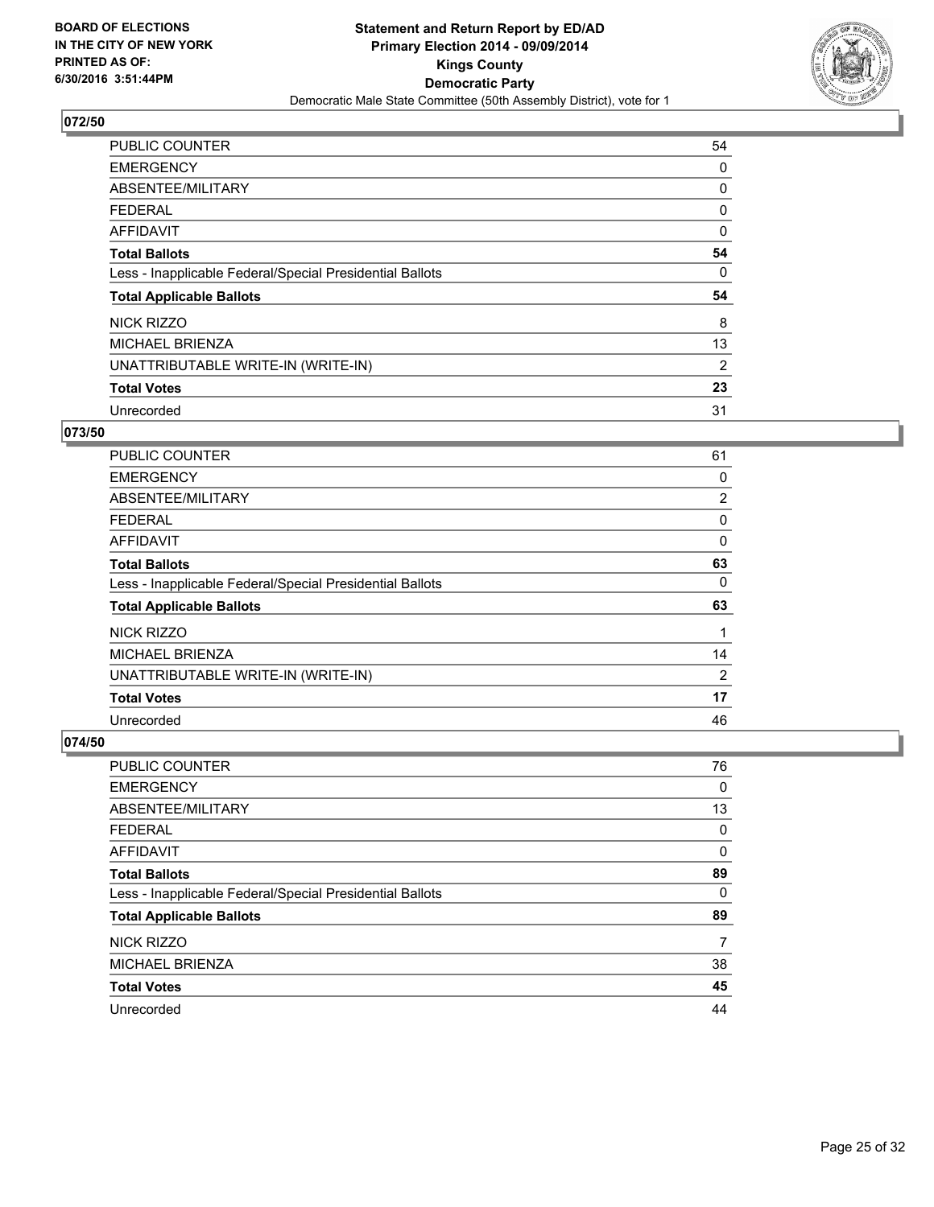## 072/50

| | |
|---|---|
| PUBLIC COUNTER | 54 |
| EMERGENCY | 0 |
| ABSENTEE/MILITARY | 0 |
| FEDERAL | 0 |
| AFFIDAVIT | 0 |
| **Total Ballots** | **54** |
| Less - Inapplicable Federal/Special Presidential Ballots | 0 |
| **Total Applicable Ballots** | **54** |
| NICK RIZZO | 8 |
| MICHAEL BRIENZA | 13 |
| UNATTRIBUTABLE WRITE-IN (WRITE-IN) | 2 |
| **Total Votes** | **23** |
| Unrecorded | 31 |

## 073/50

| | |
|---|---|
| PUBLIC COUNTER | 61 |
| EMERGENCY | 0 |
| ABSENTEE/MILITARY | 2 |
| FEDERAL | 0 |
| AFFIDAVIT | 0 |
| **Total Ballots** | **63** |
| Less - Inapplicable Federal/Special Presidential Ballots | 0 |
| **Total Applicable Ballots** | **63** |
| NICK RIZZO | 1 |
| MICHAEL BRIENZA | 14 |
| UNATTRIBUTABLE WRITE-IN (WRITE-IN) | 2 |
| **Total Votes** | **17** |
| Unrecorded | 46 |

## 074/50

| | |
|---|---|
| PUBLIC COUNTER | 76 |
| EMERGENCY | 0 |
| ABSENTEE/MILITARY | 13 |
| FEDERAL | 0 |
| AFFIDAVIT | 0 |
| **Total Ballots** | **89** |
| Less - Inapplicable Federal/Special Presidential Ballots | 0 |
| **Total Applicable Ballots** | **89** |
| NICK RIZZO | 7 |
| MICHAEL BRIENZA | 38 |
| **Total Votes** | **45** |
| Unrecorded | 44 |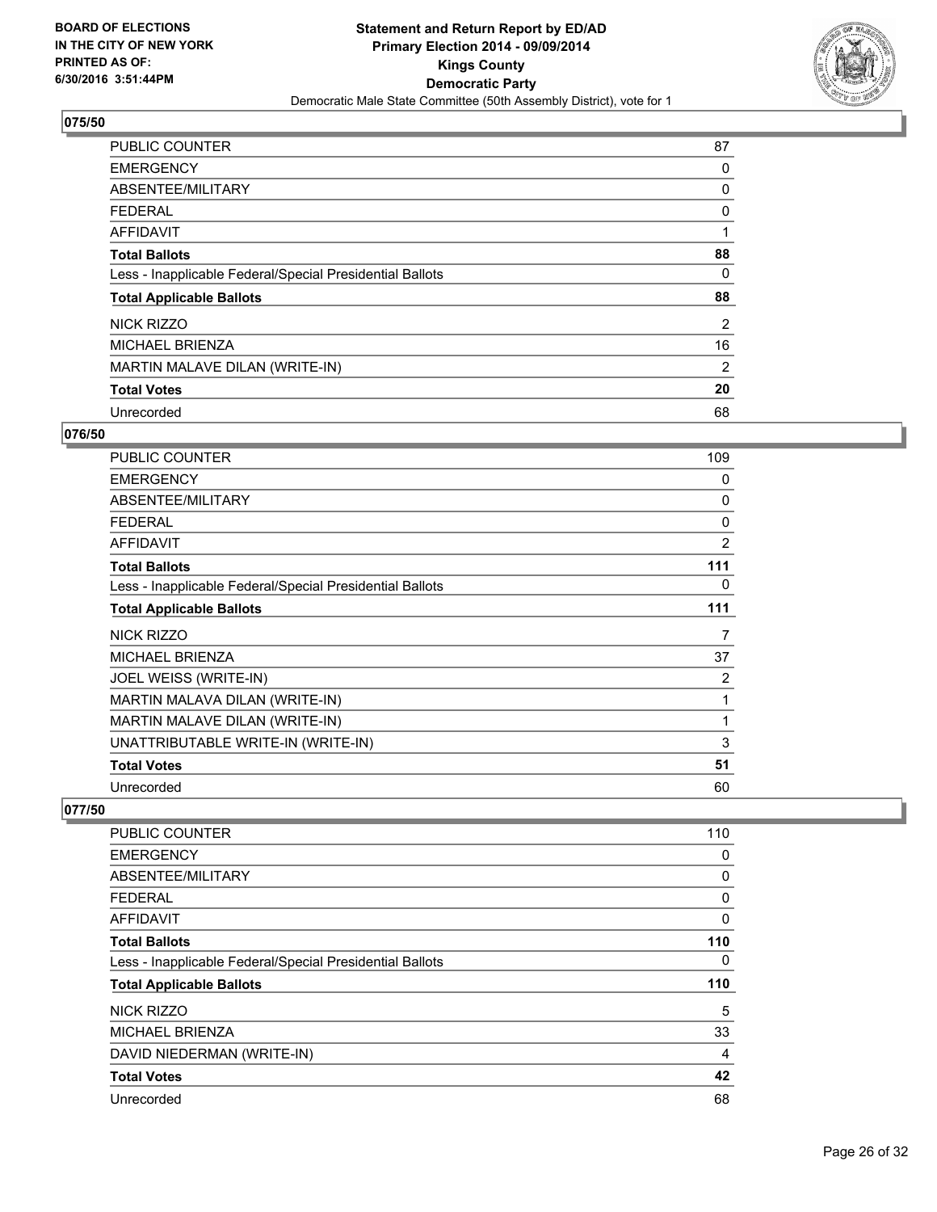BOARD OF ELECTIONS
IN THE CITY OF NEW YORK
PRINTED AS OF:
6/30/2016 3:51:44PM

**Statement and Return Report by ED/AD**
**Primary Election 2014 - 09/09/2014**
**Kings County**
**Democratic Party**
Democratic Male State Committee (50th Assembly District), vote for 1

## 075/50

| | |
|---|---|
| PUBLIC COUNTER | 87 |
| EMERGENCY | 0 |
| ABSENTEE/MILITARY | 0 |
| FEDERAL | 0 |
| AFFIDAVIT | 1 |
| **Total Ballots** | **88** |
| Less - Inapplicable Federal/Special Presidential Ballots | 0 |
| **Total Applicable Ballots** | **88** |
| NICK RIZZO | 2 |
| MICHAEL BRIENZA | 16 |
| MARTIN MALAVE DILAN (WRITE-IN) | 2 |
| **Total Votes** | **20** |
| Unrecorded | 68 |

## 076/50

| | |
|---|---|
| PUBLIC COUNTER | 109 |
| EMERGENCY | 0 |
| ABSENTEE/MILITARY | 0 |
| FEDERAL | 0 |
| AFFIDAVIT | 2 |
| **Total Ballots** | **111** |
| Less - Inapplicable Federal/Special Presidential Ballots | 0 |
| **Total Applicable Ballots** | **111** |
| NICK RIZZO | 7 |
| MICHAEL BRIENZA | 37 |
| JOEL WEISS (WRITE-IN) | 2 |
| MARTIN MALAVA DILAN (WRITE-IN) | 1 |
| MARTIN MALAVE DILAN (WRITE-IN) | 1 |
| UNATTRIBUTABLE WRITE-IN (WRITE-IN) | 3 |
| **Total Votes** | **51** |
| Unrecorded | 60 |

## 077/50

| | |
|---|---|
| PUBLIC COUNTER | 110 |
| EMERGENCY | 0 |
| ABSENTEE/MILITARY | 0 |
| FEDERAL | 0 |
| AFFIDAVIT | 0 |
| **Total Ballots** | **110** |
| Less - Inapplicable Federal/Special Presidential Ballots | 0 |
| **Total Applicable Ballots** | **110** |
| NICK RIZZO | 5 |
| MICHAEL BRIENZA | 33 |
| DAVID NIEDERMAN (WRITE-IN) | 4 |
| **Total Votes** | **42** |
| Unrecorded | 68 |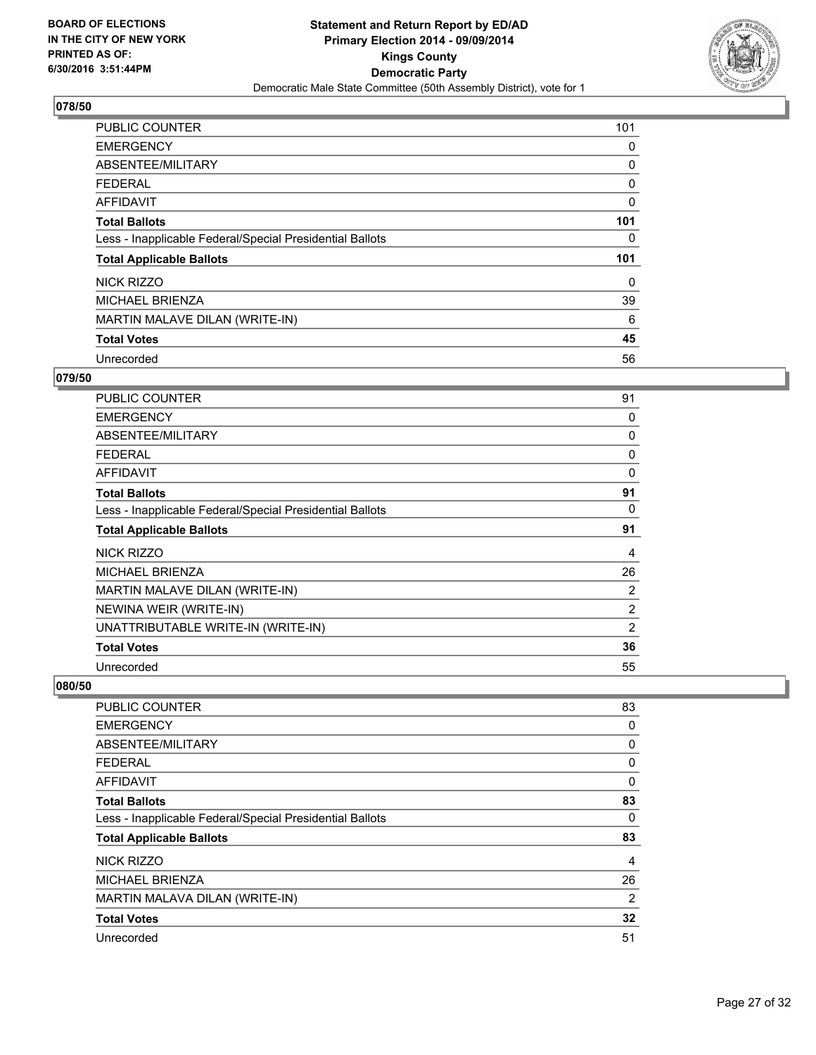**BOARD OF ELECTIONS IN THE CITY OF NEW YORK PRINTED AS OF: 6/30/2016 3:51:44PM**

**Statement and Return Report by ED/AD Primary Election 2014 - 09/09/2014 Kings County Democratic Party**

Democratic Male State Committee (50th Assembly District), vote for 1

## 078/50

| | |
|---|---|
| PUBLIC COUNTER | 101 |
| EMERGENCY | 0 |
| ABSENTEE/MILITARY | 0 |
| FEDERAL | 0 |
| AFFIDAVIT | 0 |
| **Total Ballots** | **101** |
| Less - Inapplicable Federal/Special Presidential Ballots | 0 |
| **Total Applicable Ballots** | **101** |
| NICK RIZZO | 0 |
| MICHAEL BRIENZA | 39 |
| MARTIN MALAVE DILAN (WRITE-IN) | 6 |
| **Total Votes** | **45** |
| Unrecorded | 56 |

## 079/50

| | |
|---|---|
| PUBLIC COUNTER | 91 |
| EMERGENCY | 0 |
| ABSENTEE/MILITARY | 0 |
| FEDERAL | 0 |
| AFFIDAVIT | 0 |
| **Total Ballots** | **91** |
| Less - Inapplicable Federal/Special Presidential Ballots | 0 |
| **Total Applicable Ballots** | **91** |
| NICK RIZZO | 4 |
| MICHAEL BRIENZA | 26 |
| MARTIN MALAVE DILAN (WRITE-IN) | 2 |
| NEWINA WEIR (WRITE-IN) | 2 |
| UNATTRIBUTABLE WRITE-IN (WRITE-IN) | 2 |
| **Total Votes** | **36** |
| Unrecorded | 55 |

## 080/50

| | |
|---|---|
| PUBLIC COUNTER | 83 |
| EMERGENCY | 0 |
| ABSENTEE/MILITARY | 0 |
| FEDERAL | 0 |
| AFFIDAVIT | 0 |
| **Total Ballots** | **83** |
| Less - Inapplicable Federal/Special Presidential Ballots | 0 |
| **Total Applicable Ballots** | **83** |
| NICK RIZZO | 4 |
| MICHAEL BRIENZA | 26 |
| MARTIN MALAVA DILAN (WRITE-IN) | 2 |
| **Total Votes** | **32** |
| Unrecorded | 51 |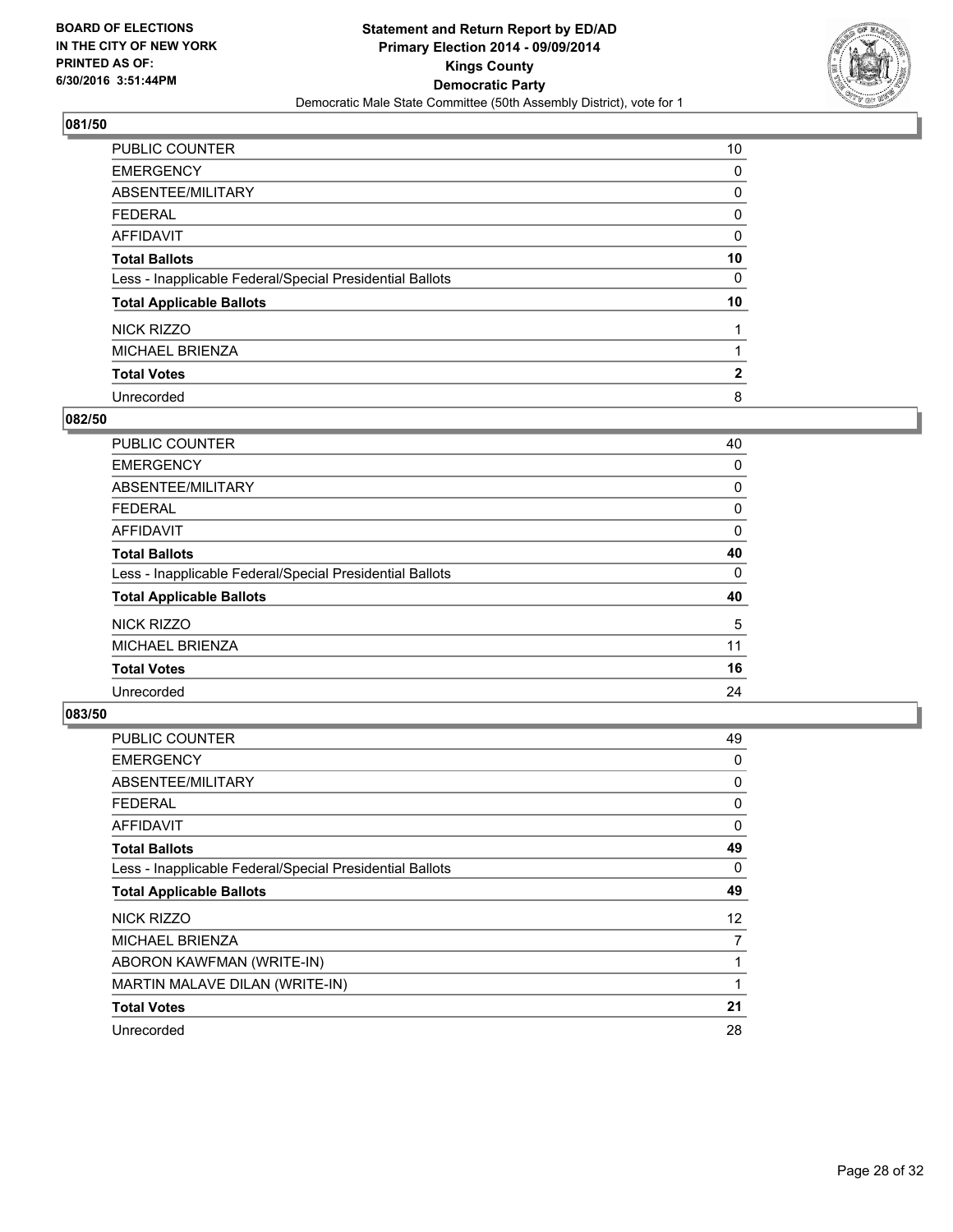**BOARD OF ELECTIONS IN THE CITY OF NEW YORK PRINTED AS OF: 6/30/2016 3:51:44PM**

**Statement and Return Report by ED/AD**
**Primary Election 2014 - 09/09/2014**
**Kings County**
**Democratic Party**
Democratic Male State Committee (50th Assembly District), vote for 1

### 081/50

| | |
|---|---|
| PUBLIC COUNTER | 10 |
| EMERGENCY | 0 |
| ABSENTEE/MILITARY | 0 |
| FEDERAL | 0 |
| AFFIDAVIT | 0 |
| **Total Ballots** | **10** |
| Less - Inapplicable Federal/Special Presidential Ballots | 0 |
| **Total Applicable Ballots** | **10** |
| NICK RIZZO | 1 |
| MICHAEL BRIENZA | 1 |
| **Total Votes** | **2** |
| Unrecorded | 8 |

### 082/50

| | |
|---|---|
| PUBLIC COUNTER | 40 |
| EMERGENCY | 0 |
| ABSENTEE/MILITARY | 0 |
| FEDERAL | 0 |
| AFFIDAVIT | 0 |
| **Total Ballots** | **40** |
| Less - Inapplicable Federal/Special Presidential Ballots | 0 |
| **Total Applicable Ballots** | **40** |
| NICK RIZZO | 5 |
| MICHAEL BRIENZA | 11 |
| **Total Votes** | **16** |
| Unrecorded | 24 |

### 083/50

| | |
|---|---|
| PUBLIC COUNTER | 49 |
| EMERGENCY | 0 |
| ABSENTEE/MILITARY | 0 |
| FEDERAL | 0 |
| AFFIDAVIT | 0 |
| **Total Ballots** | **49** |
| Less - Inapplicable Federal/Special Presidential Ballots | 0 |
| **Total Applicable Ballots** | **49** |
| NICK RIZZO | 12 |
| MICHAEL BRIENZA | 7 |
| ABORON KAWFMAN (WRITE-IN) | 1 |
| MARTIN MALAVE DILAN (WRITE-IN) | 1 |
| **Total Votes** | **21** |
| Unrecorded | 28 |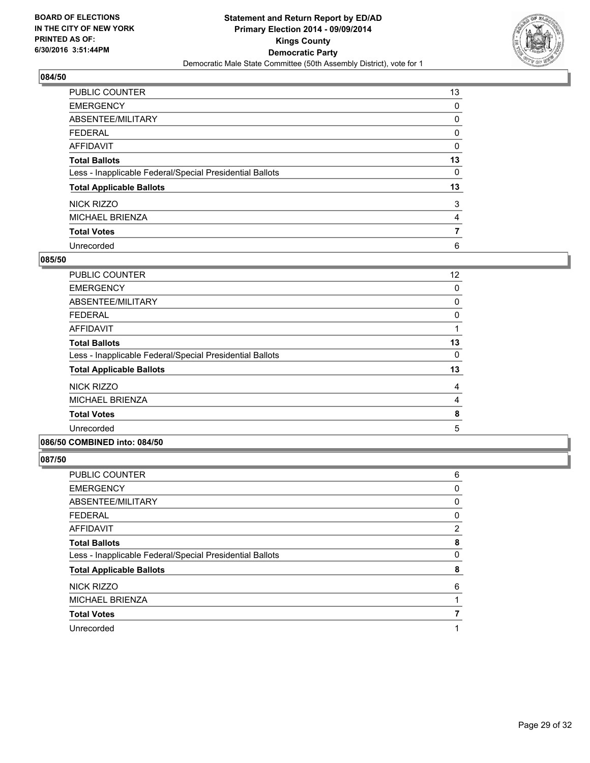**Statement and Return Report by ED/AD**
**Primary Election 2014 - 09/09/2014**
**Kings County**
**Democratic Party**
Democratic Male State Committee (50th Assembly District), vote for 1

BOARD OF ELECTIONS
IN THE CITY OF NEW YORK
PRINTED AS OF:
6/30/2016 3:51:44PM

**084/50**

| | |
|---|---|
| PUBLIC COUNTER | 13 |
| EMERGENCY | 0 |
| ABSENTEE/MILITARY | 0 |
| FEDERAL | 0 |
| AFFIDAVIT | 0 |
| **Total Ballots** | **13** |
| Less - Inapplicable Federal/Special Presidential Ballots | 0 |
| **Total Applicable Ballots** | **13** |
| NICK RIZZO | 3 |
| MICHAEL BRIENZA | 4 |
| **Total Votes** | **7** |
| Unrecorded | 6 |

**085/50**

| | |
|---|---|
| PUBLIC COUNTER | 12 |
| EMERGENCY | 0 |
| ABSENTEE/MILITARY | 0 |
| FEDERAL | 0 |
| AFFIDAVIT | 1 |
| **Total Ballots** | **13** |
| Less - Inapplicable Federal/Special Presidential Ballots | 0 |
| **Total Applicable Ballots** | **13** |
| NICK RIZZO | 4 |
| MICHAEL BRIENZA | 4 |
| **Total Votes** | **8** |
| Unrecorded | 5 |

**086/50 COMBINED into: 084/50**

**087/50**

| | |
|---|---|
| PUBLIC COUNTER | 6 |
| EMERGENCY | 0 |
| ABSENTEE/MILITARY | 0 |
| FEDERAL | 0 |
| AFFIDAVIT | 2 |
| **Total Ballots** | **8** |
| Less - Inapplicable Federal/Special Presidential Ballots | 0 |
| **Total Applicable Ballots** | **8** |
| NICK RIZZO | 6 |
| MICHAEL BRIENZA | 1 |
| **Total Votes** | **7** |
| Unrecorded | 1 |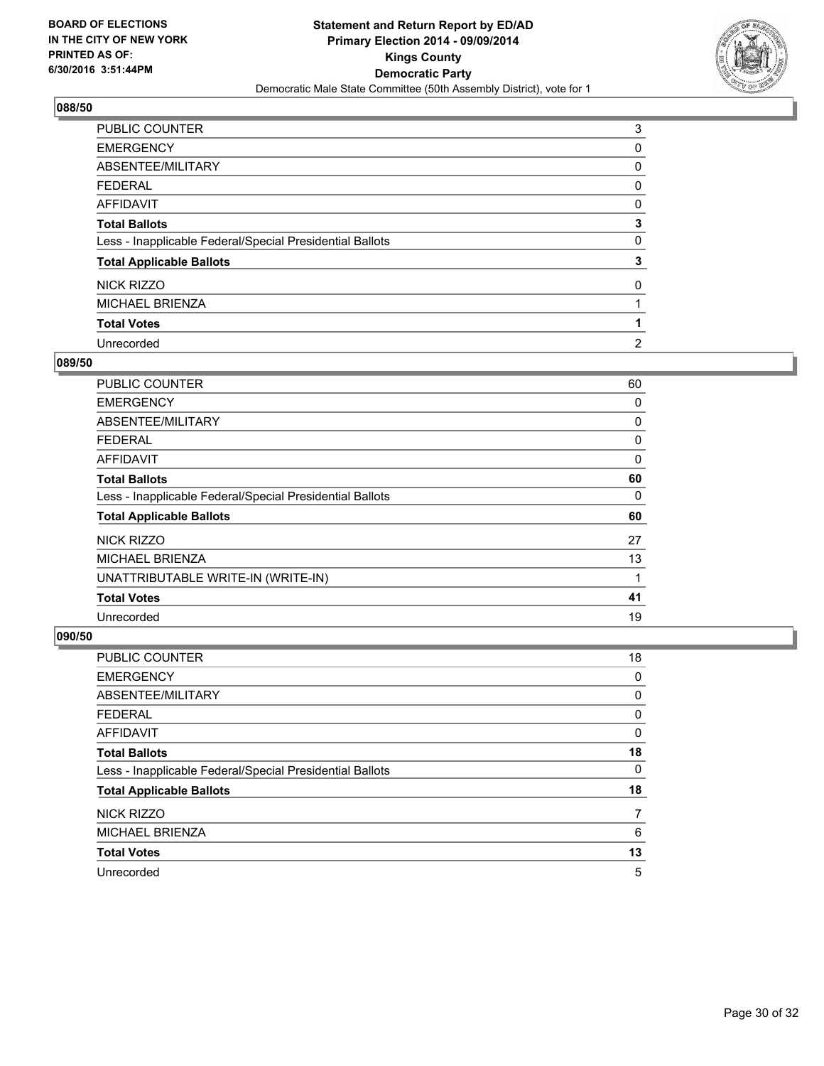**BOARD OF ELECTIONS IN THE CITY OF NEW YORK PRINTED AS OF: 6/30/2016 3:51:44PM**

**Statement and Return Report by ED/AD Primary Election 2014 - 09/09/2014 Kings County Democratic Party**

Democratic Male State Committee (50th Assembly District), vote for 1

## 088/50

| | |
|---|---|
| PUBLIC COUNTER | 3 |
| EMERGENCY | 0 |
| ABSENTEE/MILITARY | 0 |
| FEDERAL | 0 |
| AFFIDAVIT | 0 |
| **Total Ballots** | **3** |
| Less - Inapplicable Federal/Special Presidential Ballots | 0 |
| **Total Applicable Ballots** | **3** |
| NICK RIZZO | 0 |
| MICHAEL BRIENZA | 1 |
| **Total Votes** | **1** |
| Unrecorded | 2 |

## 089/50

| | |
|---|---|
| PUBLIC COUNTER | 60 |
| EMERGENCY | 0 |
| ABSENTEE/MILITARY | 0 |
| FEDERAL | 0 |
| AFFIDAVIT | 0 |
| **Total Ballots** | **60** |
| Less - Inapplicable Federal/Special Presidential Ballots | 0 |
| **Total Applicable Ballots** | **60** |
| NICK RIZZO | 27 |
| MICHAEL BRIENZA | 13 |
| UNATTRIBUTABLE WRITE-IN (WRITE-IN) | 1 |
| **Total Votes** | **41** |
| Unrecorded | 19 |

## 090/50

| | |
|---|---|
| PUBLIC COUNTER | 18 |
| EMERGENCY | 0 |
| ABSENTEE/MILITARY | 0 |
| FEDERAL | 0 |
| AFFIDAVIT | 0 |
| **Total Ballots** | **18** |
| Less - Inapplicable Federal/Special Presidential Ballots | 0 |
| **Total Applicable Ballots** | **18** |
| NICK RIZZO | 7 |
| MICHAEL BRIENZA | 6 |
| **Total Votes** | **13** |
| Unrecorded | 5 |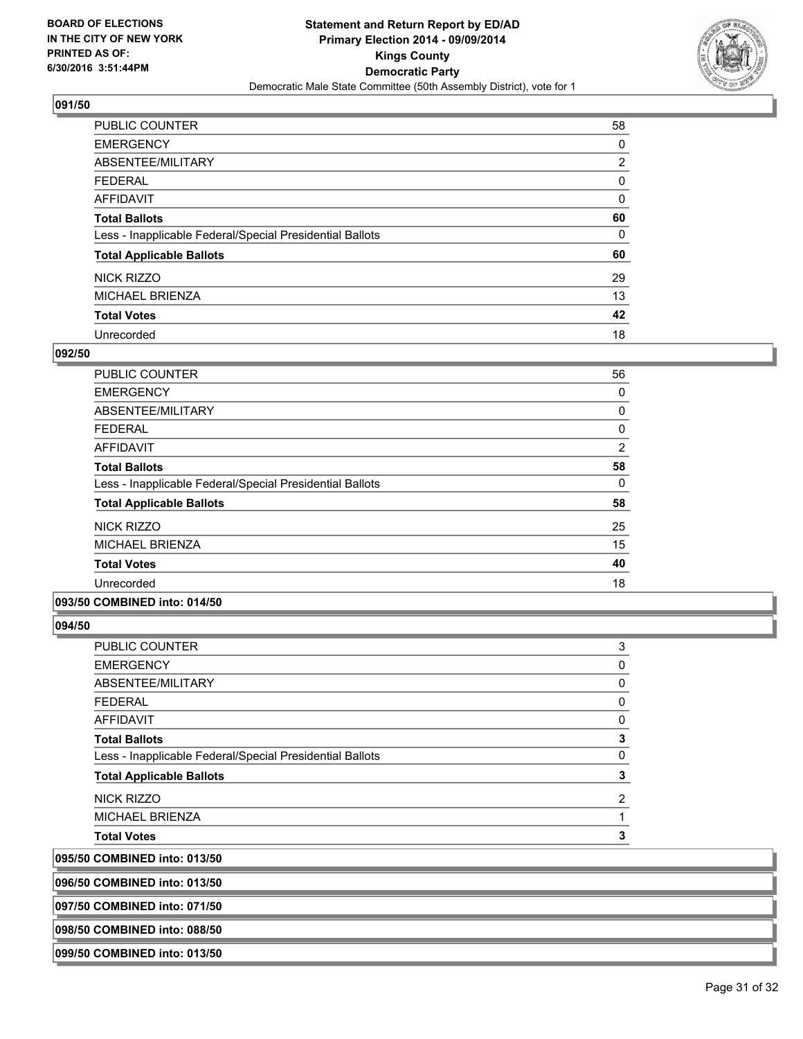## 091/50

| | |
|---|---|
| PUBLIC COUNTER | 58 |
| EMERGENCY | 0 |
| ABSENTEE/MILITARY | 2 |
| FEDERAL | 0 |
| AFFIDAVIT | 0 |
| **Total Ballots** | **60** |
| Less - Inapplicable Federal/Special Presidential Ballots | 0 |
| **Total Applicable Ballots** | **60** |
| NICK RIZZO | 29 |
| MICHAEL BRIENZA | 13 |
| **Total Votes** | **42** |
| Unrecorded | 18 |

## 092/50

| | |
|---|---|
| PUBLIC COUNTER | 56 |
| EMERGENCY | 0 |
| ABSENTEE/MILITARY | 0 |
| FEDERAL | 0 |
| AFFIDAVIT | 2 |
| **Total Ballots** | **58** |
| Less - Inapplicable Federal/Special Presidential Ballots | 0 |
| **Total Applicable Ballots** | **58** |
| NICK RIZZO | 25 |
| MICHAEL BRIENZA | 15 |
| **Total Votes** | **40** |
| Unrecorded | 18 |

## 093/50 COMBINED into: 014/50

## 094/50

| | |
|---|---|
| PUBLIC COUNTER | 3 |
| EMERGENCY | 0 |
| ABSENTEE/MILITARY | 0 |
| FEDERAL | 0 |
| AFFIDAVIT | 0 |
| **Total Ballots** | **3** |
| Less - Inapplicable Federal/Special Presidential Ballots | 0 |
| **Total Applicable Ballots** | **3** |
| NICK RIZZO | 2 |
| MICHAEL BRIENZA | 1 |
| **Total Votes** | **3** |

## 095/50 COMBINED into: 013/50

## 096/50 COMBINED into: 013/50

## 097/50 COMBINED into: 071/50

## 098/50 COMBINED into: 088/50

## 099/50 COMBINED into: 013/50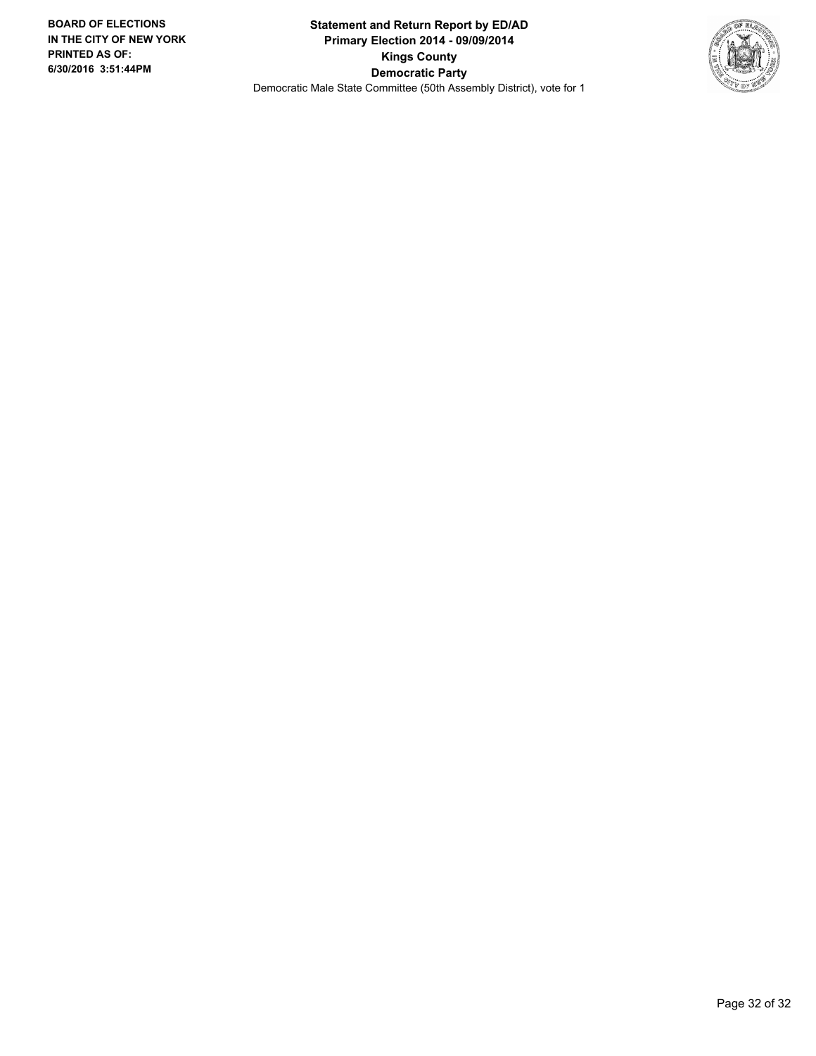**BOARD OF ELECTIONS IN THE CITY OF NEW YORK PRINTED AS OF: 6/30/2016 3:51:44PM**

**Statement and Return Report by ED/AD**
**Primary Election 2014 - 09/09/2014**
**Kings County**
**Democratic Party**
Democratic Male State Committee (50th Assembly District), vote for 1